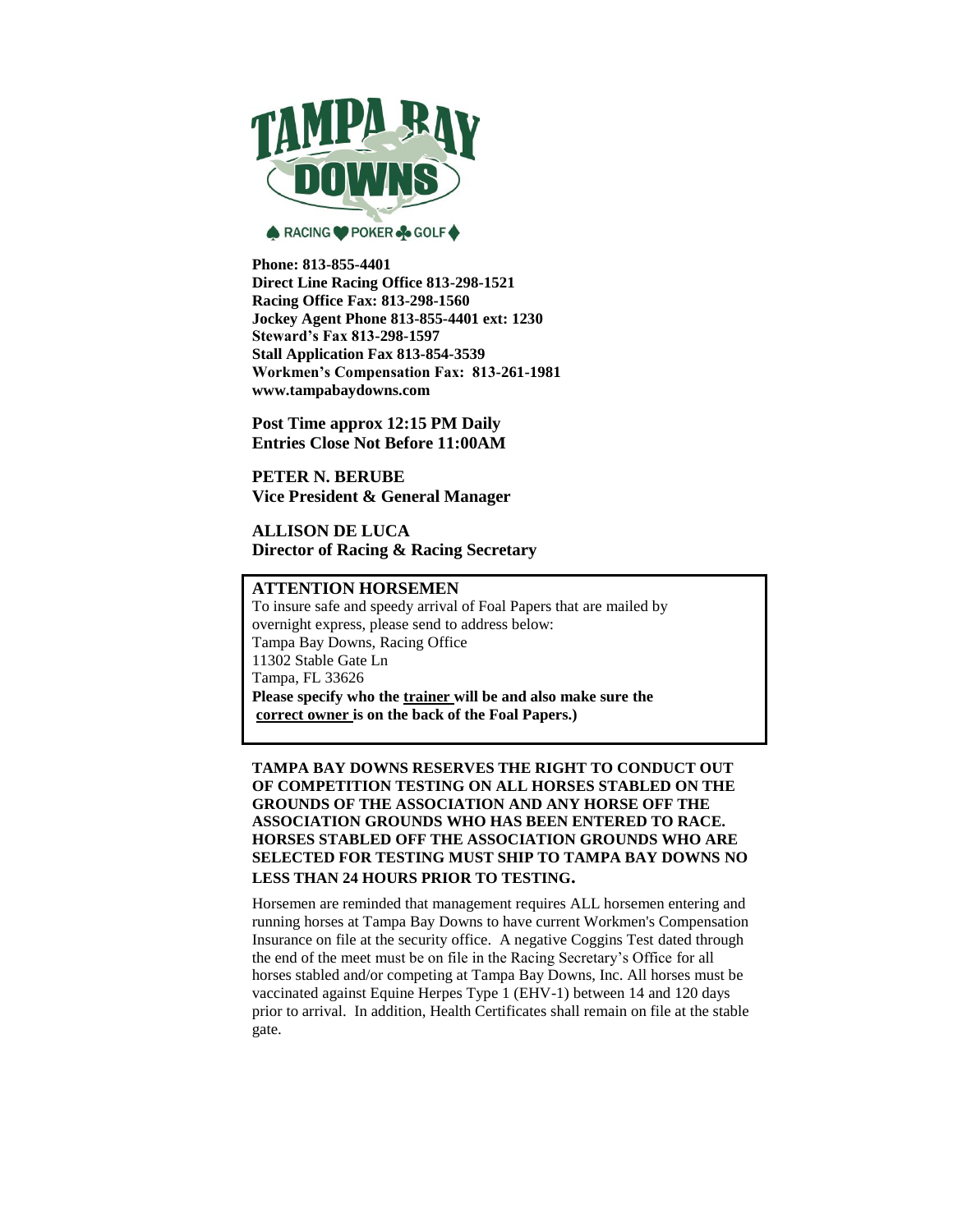# TAMPA BAY DOWNS

RACING POKER GOLF

**Phone: 813-855-4401**
**Direct Line Racing Office 813-298-1521**
**Racing Office Fax: 813-298-1560**
**Jockey Agent Phone 813-855-4401 ext: 1230**
**Steward's Fax 813-298-1597**
**Stall Application Fax 813-854-3539**
**Workmen's Compensation Fax: 813-261-1981**
**www.tampabaydowns.com**

**Post Time approx 12:15 PM Daily**
**Entries Close Not Before 11:00AM**

**PETER N. BERUBE**
**Vice President & General Manager**

**ALLISON DE LUCA**
**Director of Racing & Racing Secretary**

**ATTENTION HORSEMEN**

To insure safe and speedy arrival of Foal Papers that are mailed by overnight express, please send to address below:
Tampa Bay Downs, Racing Office
11302 Stable Gate Ln
Tampa, FL 33626
**Please specify who the <u>trainer</u> will be and also make sure the <u>correct owner</u> is on the back of the Foal Papers.)**

**TAMPA BAY DOWNS RESERVES THE RIGHT TO CONDUCT OUT OF COMPETITION TESTING ON ALL HORSES STABLED ON THE GROUNDS OF THE ASSOCIATION AND ANY HORSE OFF THE ASSOCIATION GROUNDS WHO HAS BEEN ENTERED TO RACE. HORSES STABLED OFF THE ASSOCIATION GROUNDS WHO ARE SELECTED FOR TESTING MUST SHIP TO TAMPA BAY DOWNS NO LESS THAN 24 HOURS PRIOR TO TESTING.**

Horsemen are reminded that management requires ALL horsemen entering and running horses at Tampa Bay Downs to have current Workmen's Compensation Insurance on file at the security office. A negative Coggins Test dated through the end of the meet must be on file in the Racing Secretary's Office for all horses stabled and/or competing at Tampa Bay Downs, Inc. All horses must be vaccinated against Equine Herpes Type 1 (EHV-1) between 14 and 120 days prior to arrival. In addition, Health Certificates shall remain on file at the stable gate.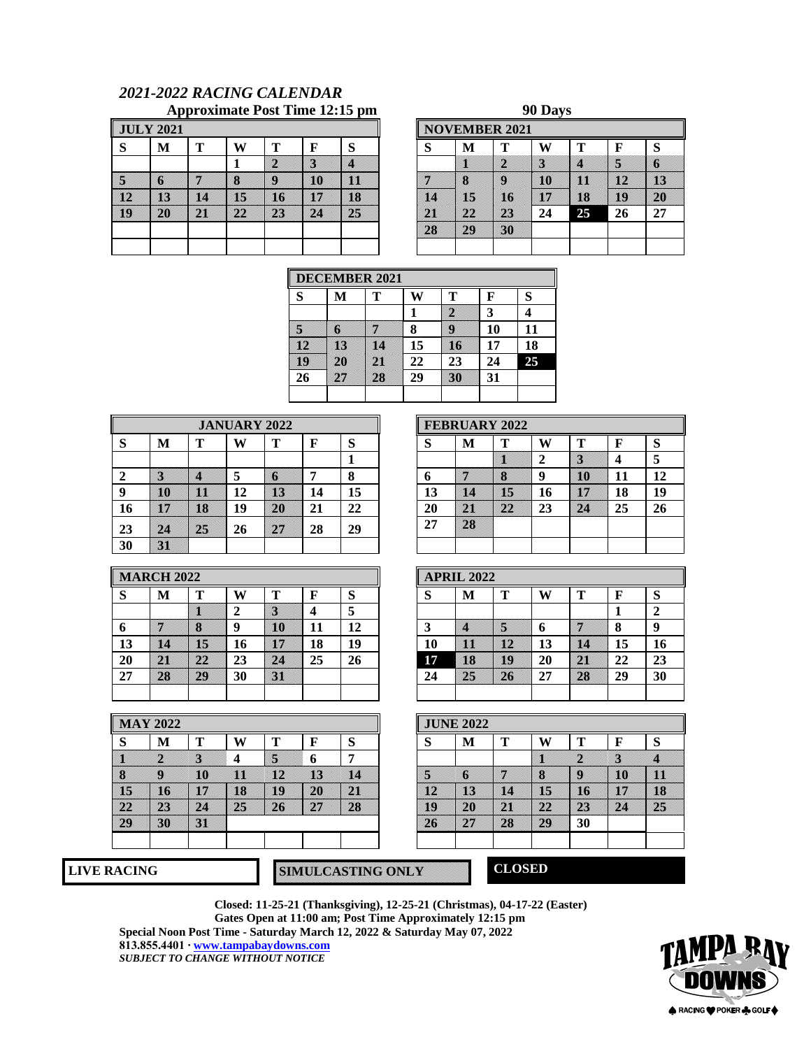# *2021-2022 RACING CALENDAR*

**Approximate Post Time 12:15 pm**

**90 Days**

| JULY 2021 | | | | | | |
|---|---|---|---|---|---|---|
| S | M | T | W | T | F | S |
| | | | 1 | 2 | 3 | 4 |
| 5 | 6 | 7 | 8 | 9 | 10 | 11 |
| 12 | 13 | 14 | 15 | 16 | 17 | 18 |
| 19 | 20 | 21 | 22 | 23 | 24 | 25 |

| NOVEMBER 2021 | | | | | | |
|---|---|---|---|---|---|---|
| S | M | T | W | T | F | S |
| | 1 | 2 | 3 | 4 | 5 | 6 |
| 7 | 8 | 9 | 10 | 11 | 12 | 13 |
| 14 | 15 | 16 | 17 | 18 | 19 | 20 |
| 21 | 22 | 23 | 24 | 25 | 26 | 27 |
| 28 | 29 | 30 | | | | |

| DECEMBER 2021 | | | | | | |
|---|---|---|---|---|---|---|
| S | M | T | W | T | F | S |
| | | | 1 | 2 | 3 | 4 |
| 5 | 6 | 7 | 8 | 9 | 10 | 11 |
| 12 | 13 | 14 | 15 | 16 | 17 | 18 |
| 19 | 20 | 21 | 22 | 23 | 24 | 25 |
| 26 | 27 | 28 | 29 | 30 | 31 | |

| JANUARY 2022 | | | | | | |
|---|---|---|---|---|---|---|
| S | M | T | W | T | F | S |
| | | | | | | 1 |
| 2 | 3 | 4 | 5 | 6 | 7 | 8 |
| 9 | 10 | 11 | 12 | 13 | 14 | 15 |
| 16 | 17 | 18 | 19 | 20 | 21 | 22 |
| 23 | 24 | 25 | 26 | 27 | 28 | 29 |
| 30 | 31 | | | | | |

| FEBRUARY 2022 | | | | | | |
|---|---|---|---|---|---|---|
| S | M | T | W | T | F | S |
| | | 1 | 2 | 3 | 4 | 5 |
| 6 | 7 | 8 | 9 | 10 | 11 | 12 |
| 13 | 14 | 15 | 16 | 17 | 18 | 19 |
| 20 | 21 | 22 | 23 | 24 | 25 | 26 |
| 27 | 28 | | | | | |

| MARCH 2022 | | | | | | |
|---|---|---|---|---|---|---|
| S | M | T | W | T | F | S |
| | | 1 | 2 | 3 | 4 | 5 |
| 6 | 7 | 8 | 9 | 10 | 11 | 12 |
| 13 | 14 | 15 | 16 | 17 | 18 | 19 |
| 20 | 21 | 22 | 23 | 24 | 25 | 26 |
| 27 | 28 | 29 | 30 | 31 | | |

| APRIL 2022 | | | | | | |
|---|---|---|---|---|---|---|
| S | M | T | W | T | F | S |
| | | | | | 1 | 2 |
| 3 | 4 | 5 | 6 | 7 | 8 | 9 |
| 10 | 11 | 12 | 13 | 14 | 15 | 16 |
| 17 | 18 | 19 | 20 | 21 | 22 | 23 |
| 24 | 25 | 26 | 27 | 28 | 29 | 30 |

| MAY 2022 | | | | | | |
|---|---|---|---|---|---|---|
| S | M | T | W | T | F | S |
| 1 | 2 | 3 | 4 | 5 | 6 | 7 |
| 8 | 9 | 10 | 11 | 12 | 13 | 14 |
| 15 | 16 | 17 | 18 | 19 | 20 | 21 |
| 22 | 23 | 24 | 25 | 26 | 27 | 28 |
| 29 | 30 | 31 | | | | |

| JUNE 2022 | | | | | | |
|---|---|---|---|---|---|---|
| S | M | T | W | T | F | S |
| | | | 1 | 2 | 3 | 4 |
| 5 | 6 | 7 | 8 | 9 | 10 | 11 |
| 12 | 13 | 14 | 15 | 16 | 17 | 18 |
| 19 | 20 | 21 | 22 | 23 | 24 | 25 |
| 26 | 27 | 28 | 29 | 30 | | |

**LIVE RACING** | **SIMULCASTING ONLY** | **CLOSED**

**Closed: 11-25-21 (Thanksgiving), 12-25-21 (Christmas), 04-17-22 (Easter)**
**Gates Open at 11:00 am; Post Time Approximately 12:15 pm**
**Special Noon Post Time - Saturday March 12, 2022 & Saturday May 07, 2022**
**813.855.4401 · www.tampabaydowns.com**
***SUBJECT TO CHANGE WITHOUT NOTICE***

TAMPA BAY DOWNS
RACING POKER GOLF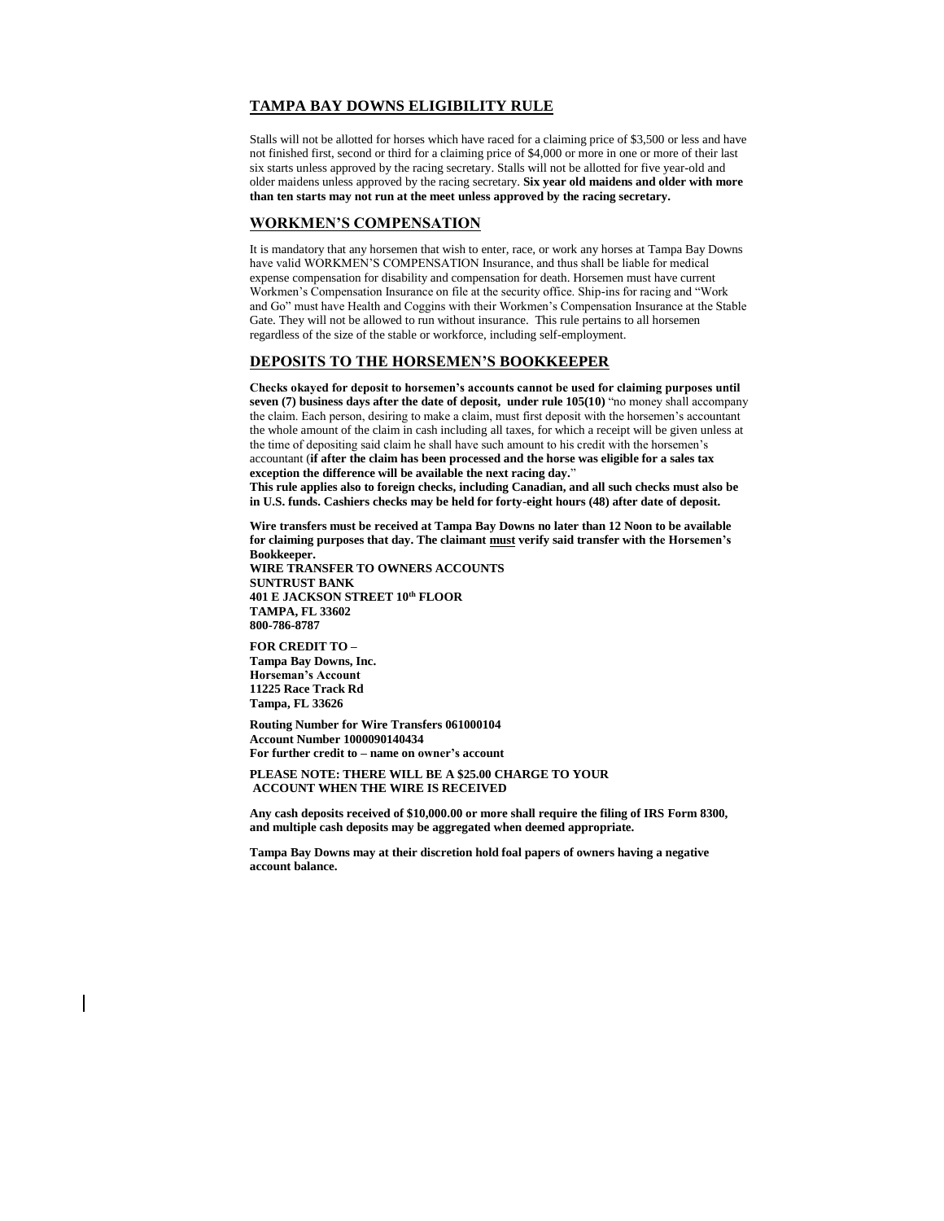## TAMPA BAY DOWNS ELIGIBILITY RULE

Stalls will not be allotted for horses which have raced for a claiming price of $3,500 or less and have not finished first, second or third for a claiming price of $4,000 or more in one or more of their last six starts unless approved by the racing secretary. Stalls will not be allotted for five year-old and older maidens unless approved by the racing secretary. **Six year old maidens and older with more than ten starts may not run at the meet unless approved by the racing secretary.**

## WORKMEN'S COMPENSATION

It is mandatory that any horsemen that wish to enter, race, or work any horses at Tampa Bay Downs have valid WORKMEN'S COMPENSATION Insurance, and thus shall be liable for medical expense compensation for disability and compensation for death. Horsemen must have current Workmen's Compensation Insurance on file at the security office. Ship-ins for racing and "Work and Go" must have Health and Coggins with their Workmen's Compensation Insurance at the Stable Gate. They will not be allowed to run without insurance. This rule pertains to all horsemen regardless of the size of the stable or workforce, including self-employment.

## DEPOSITS TO THE HORSEMEN'S BOOKKEEPER

**Checks okayed for deposit to horsemen's accounts cannot be used for claiming purposes until seven (7) business days after the date of deposit, under rule 105(10)** "no money shall accompany the claim. Each person, desiring to make a claim, must first deposit with the horsemen's accountant the whole amount of the claim in cash including all taxes, for which a receipt will be given unless at the time of depositing said claim he shall have such amount to his credit with the horsemen's accountant (**if after the claim has been processed and the horse was eligible for a sales tax exception the difference will be available the next racing day.**"
**This rule applies also to foreign checks, including Canadian, and all such checks must also be in U.S. funds. Cashiers checks may be held for forty-eight hours (48) after date of deposit.**

**Wire transfers must be received at Tampa Bay Downs no later than 12 Noon to be available for claiming purposes that day. The claimant <u>must</u> verify said transfer with the Horsemen's Bookkeeper.**
**WIRE TRANSFER TO OWNERS ACCOUNTS**
**SUNTRUST BANK**
**401 E JACKSON STREET 10th FLOOR**
**TAMPA, FL 33602**
**800-786-8787**

**FOR CREDIT TO –**
**Tampa Bay Downs, Inc.**
**Horseman's Account**
**11225 Race Track Rd**
**Tampa, FL 33626**

**Routing Number for Wire Transfers 061000104**
**Account Number 1000090140434**
**For further credit to – name on owner's account**

**PLEASE NOTE: THERE WILL BE A $25.00 CHARGE TO YOUR ACCOUNT WHEN THE WIRE IS RECEIVED**

**Any cash deposits received of $10,000.00 or more shall require the filing of IRS Form 8300, and multiple cash deposits may be aggregated when deemed appropriate.**

**Tampa Bay Downs may at their discretion hold foal papers of owners having a negative account balance.**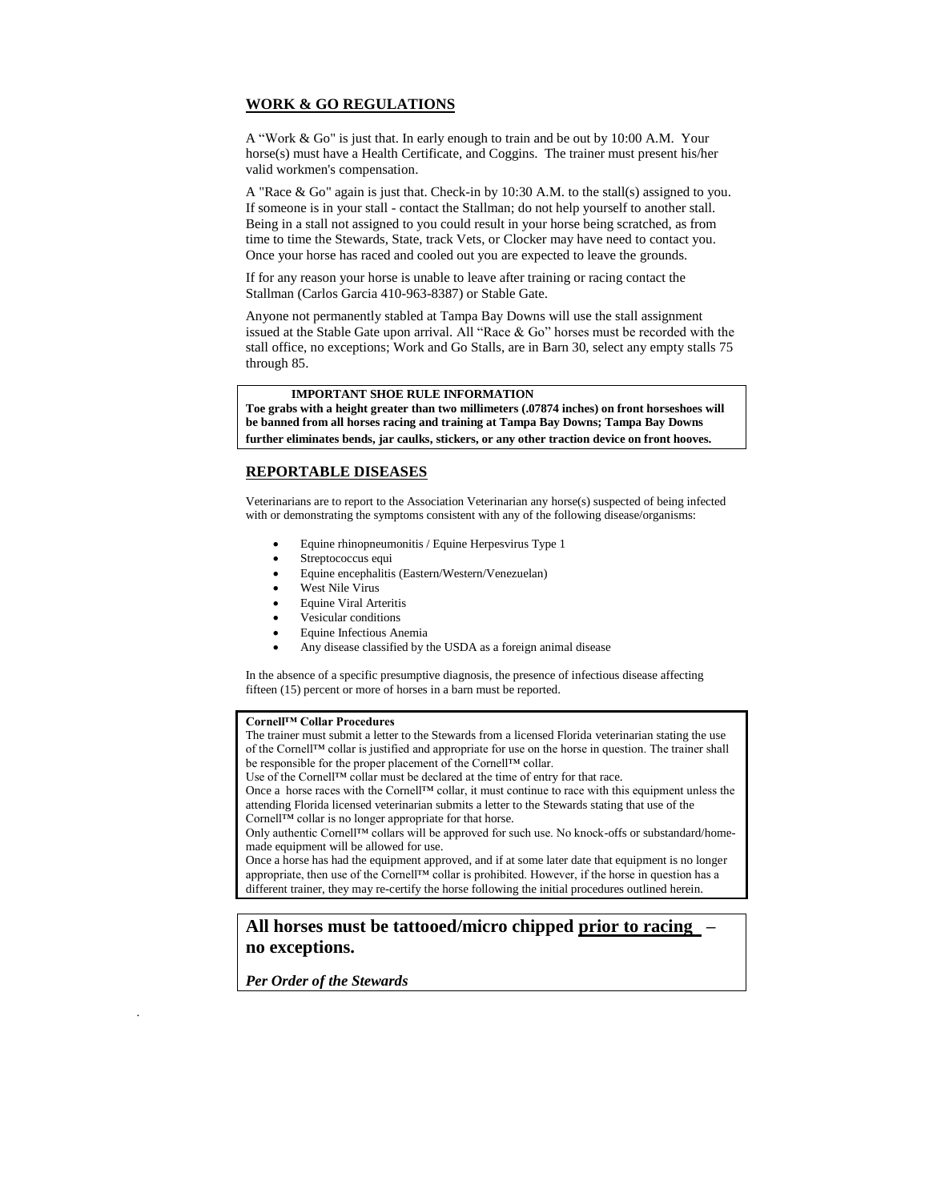## WORK & GO REGULATIONS

A "Work & Go" is just that. In early enough to train and be out by 10:00 A.M. Your horse(s) must have a Health Certificate, and Coggins. The trainer must present his/her valid workmen's compensation.

A "Race & Go" again is just that. Check-in by 10:30 A.M. to the stall(s) assigned to you. If someone is in your stall - contact the Stallman; do not help yourself to another stall. Being in a stall not assigned to you could result in your horse being scratched, as from time to time the Stewards, State, track Vets, or Clocker may have need to contact you. Once your horse has raced and cooled out you are expected to leave the grounds.

If for any reason your horse is unable to leave after training or racing contact the Stallman (Carlos Garcia 410-963-8387) or Stable Gate.

Anyone not permanently stabled at Tampa Bay Downs will use the stall assignment issued at the Stable Gate upon arrival. All "Race & Go" horses must be recorded with the stall office, no exceptions; Work and Go Stalls, are in Barn 30, select any empty stalls 75 through 85.

**IMPORTANT SHOE RULE INFORMATION**

**Toe grabs with a height greater than two millimeters (.07874 inches) on front horseshoes will be banned from all horses racing and training at Tampa Bay Downs; Tampa Bay Downs further eliminates bends, jar caulks, stickers, or any other traction device on front hooves.**

## REPORTABLE DISEASES

Veterinarians are to report to the Association Veterinarian any horse(s) suspected of being infected with or demonstrating the symptoms consistent with any of the following disease/organisms:

- Equine rhinopneumonitis / Equine Herpesvirus Type 1
- Streptococcus equi
- Equine encephalitis (Eastern/Western/Venezuelan)
- West Nile Virus
- Equine Viral Arteritis
- Vesicular conditions
- Equine Infectious Anemia
- Any disease classified by the USDA as a foreign animal disease

In the absence of a specific presumptive diagnosis, the presence of infectious disease affecting fifteen (15) percent or more of horses in a barn must be reported.

**Cornell™ Collar Procedures**

The trainer must submit a letter to the Stewards from a licensed Florida veterinarian stating the use of the Cornell™ collar is justified and appropriate for use on the horse in question. The trainer shall be responsible for the proper placement of the Cornell™ collar.

Use of the Cornell™ collar must be declared at the time of entry for that race.

Once a horse races with the Cornell™ collar, it must continue to race with this equipment unless the attending Florida licensed veterinarian submits a letter to the Stewards stating that use of the Cornell™ collar is no longer appropriate for that horse.

Only authentic Cornell™ collars will be approved for such use. No knock-offs or substandard/home-made equipment will be allowed for use.

Once a horse has had the equipment approved, and if at some later date that equipment is no longer appropriate, then use of the Cornell™ collar is prohibited. However, if the horse in question has a different trainer, they may re-certify the horse following the initial procedures outlined herein.

**All horses must be tattooed/micro chipped <u>prior to racing</u> – no exceptions.**

***Per Order of the Stewards***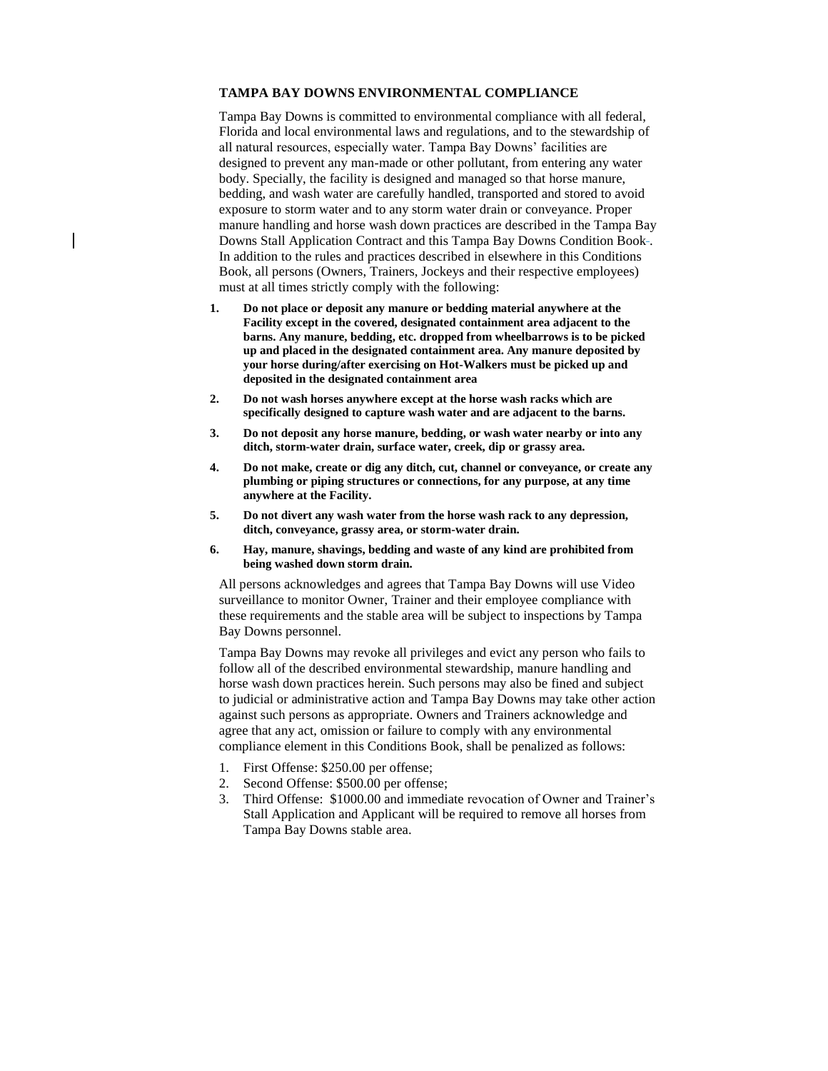**TAMPA BAY DOWNS ENVIRONMENTAL COMPLIANCE**

Tampa Bay Downs is committed to environmental compliance with all federal, Florida and local environmental laws and regulations, and to the stewardship of all natural resources, especially water. Tampa Bay Downs' facilities are designed to prevent any man-made or other pollutant, from entering any water body. Specially, the facility is designed and managed so that horse manure, bedding, and wash water are carefully handled, transported and stored to avoid exposure to storm water and to any storm water drain or conveyance. Proper manure handling and horse wash down practices are described in the Tampa Bay Downs Stall Application Contract and this Tampa Bay Downs Condition Book. In addition to the rules and practices described in elsewhere in this Conditions Book, all persons (Owners, Trainers, Jockeys and their respective employees) must at all times strictly comply with the following:

1. **Do not place or deposit any manure or bedding material anywhere at the Facility except in the covered, designated containment area adjacent to the barns. Any manure, bedding, etc. dropped from wheelbarrows is to be picked up and placed in the designated containment area. Any manure deposited by your horse during/after exercising on Hot-Walkers must be picked up and deposited in the designated containment area**
2. **Do not wash horses anywhere except at the horse wash racks which are specifically designed to capture wash water and are adjacent to the barns.**
3. **Do not deposit any horse manure, bedding, or wash water nearby or into any ditch, storm-water drain, surface water, creek, dip or grassy area.**
4. **Do not make, create or dig any ditch, cut, channel or conveyance, or create any plumbing or piping structures or connections, for any purpose, at any time anywhere at the Facility.**
5. **Do not divert any wash water from the horse wash rack to any depression, ditch, conveyance, grassy area, or storm-water drain.**
6. **Hay, manure, shavings, bedding and waste of any kind are prohibited from being washed down storm drain.**

All persons acknowledges and agrees that Tampa Bay Downs will use Video surveillance to monitor Owner, Trainer and their employee compliance with these requirements and the stable area will be subject to inspections by Tampa Bay Downs personnel.

Tampa Bay Downs may revoke all privileges and evict any person who fails to follow all of the described environmental stewardship, manure handling and horse wash down practices herein. Such persons may also be fined and subject to judicial or administrative action and Tampa Bay Downs may take other action against such persons as appropriate. Owners and Trainers acknowledge and agree that any act, omission or failure to comply with any environmental compliance element in this Conditions Book, shall be penalized as follows:

1. First Offense: $250.00 per offense;
2. Second Offense: $500.00 per offense;
3. Third Offense: $1000.00 and immediate revocation of Owner and Trainer's Stall Application and Applicant will be required to remove all horses from Tampa Bay Downs stable area.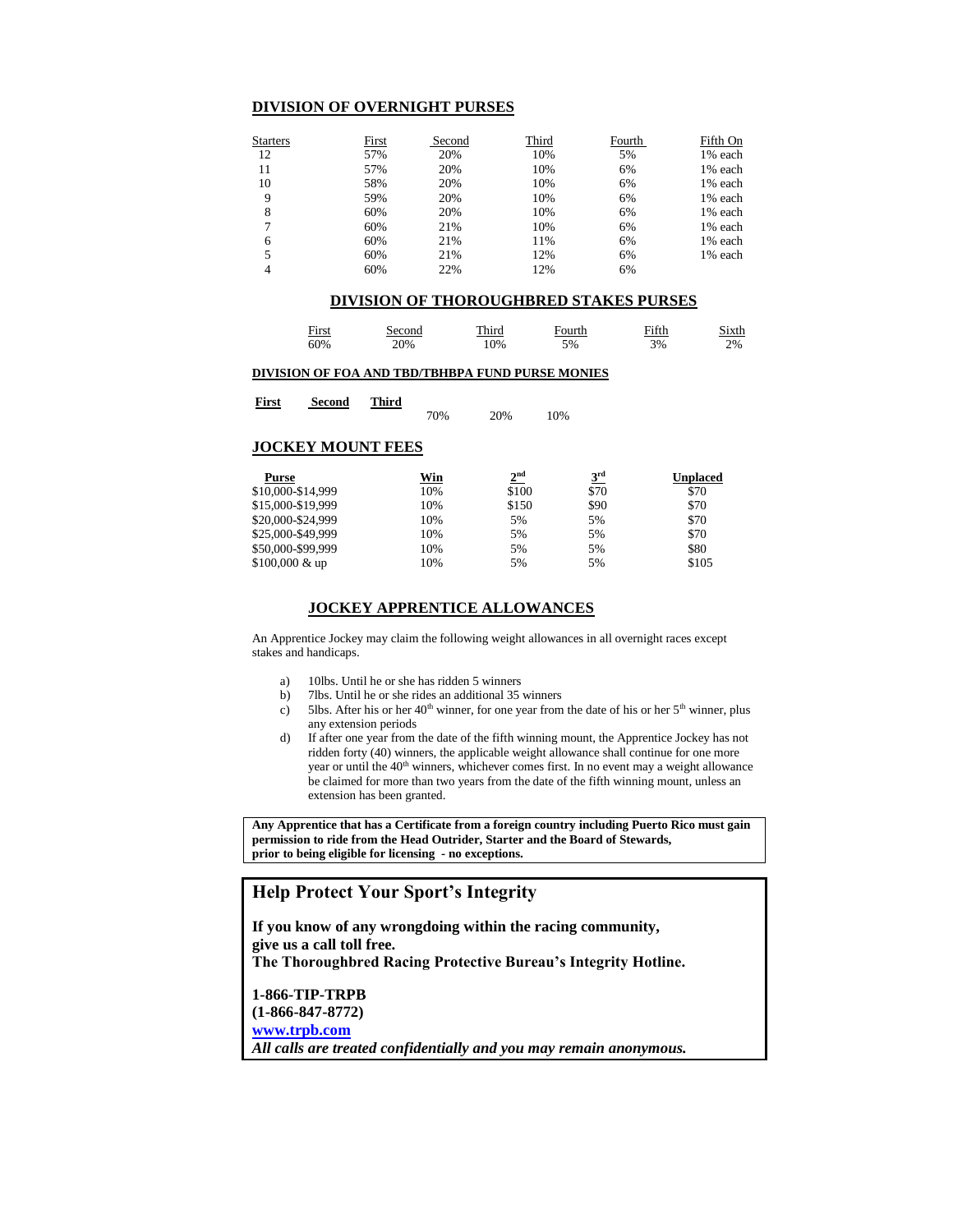## DIVISION OF OVERNIGHT PURSES

| Starters | First | Second | Third | Fourth | Fifth On |
|---|---|---|---|---|---|
| 12 | 57% | 20% | 10% | 5% | 1% each |
| 11 | 57% | 20% | 10% | 6% | 1% each |
| 10 | 58% | 20% | 10% | 6% | 1% each |
| 9 | 59% | 20% | 10% | 6% | 1% each |
| 8 | 60% | 20% | 10% | 6% | 1% each |
| 7 | 60% | 21% | 10% | 6% | 1% each |
| 6 | 60% | 21% | 11% | 6% | 1% each |
| 5 | 60% | 21% | 12% | 6% | 1% each |
| 4 | 60% | 22% | 12% | 6% | |

## DIVISION OF THOROUGHBRED STAKES PURSES

| First | Second | Third | Fourth | Fifth | Sixth |
|---|---|---|---|---|---|
| 60% | 20% | 10% | 5% | 3% | 2% |

### DIVISION OF FOA AND TBD/TBHBPA FUND PURSE MONIES

| First | Second | Third |
|---|---|---|
| 70% | 20% | 10% |

## JOCKEY MOUNT FEES

| Purse | Win | 2nd | 3rd | Unplaced |
|---|---|---|---|---|
| $10,000-$14,999 | 10% | $100 | $70 | $70 |
| $15,000-$19,999 | 10% | $150 | $90 | $70 |
| $20,000-$24,999 | 10% | 5% | 5% | $70 |
| $25,000-$49,999 | 10% | 5% | 5% | $70 |
| $50,000-$99,999 | 10% | 5% | 5% | $80 |
| $100,000 & up | 10% | 5% | 5% | $105 |

## JOCKEY APPRENTICE ALLOWANCES

An Apprentice Jockey may claim the following weight allowances in all overnight races except stakes and handicaps.

a) 10lbs. Until he or she has ridden 5 winners
b) 7lbs. Until he or she rides an additional 35 winners
c) 5lbs. After his or her 40th winner, for one year from the date of his or her 5th winner, plus any extension periods
d) If after one year from the date of the fifth winning mount, the Apprentice Jockey has not ridden forty (40) winners, the applicable weight allowance shall continue for one more year or until the 40th winners, whichever comes first. In no event may a weight allowance be claimed for more than two years from the date of the fifth winning mount, unless an extension has been granted.

**Any Apprentice that has a Certificate from a foreign country including Puerto Rico must gain permission to ride from the Head Outrider, Starter and the Board of Stewards, prior to being eligible for licensing - no exceptions.**

## Help Protect Your Sport's Integrity

**If you know of any wrongdoing within the racing community, give us a call toll free.**
**The Thoroughbred Racing Protective Bureau's Integrity Hotline.**

**1-866-TIP-TRPB**
**(1-866-847-8772)**
**www.trpb.com**
***All calls are treated confidentially and you may remain anonymous.***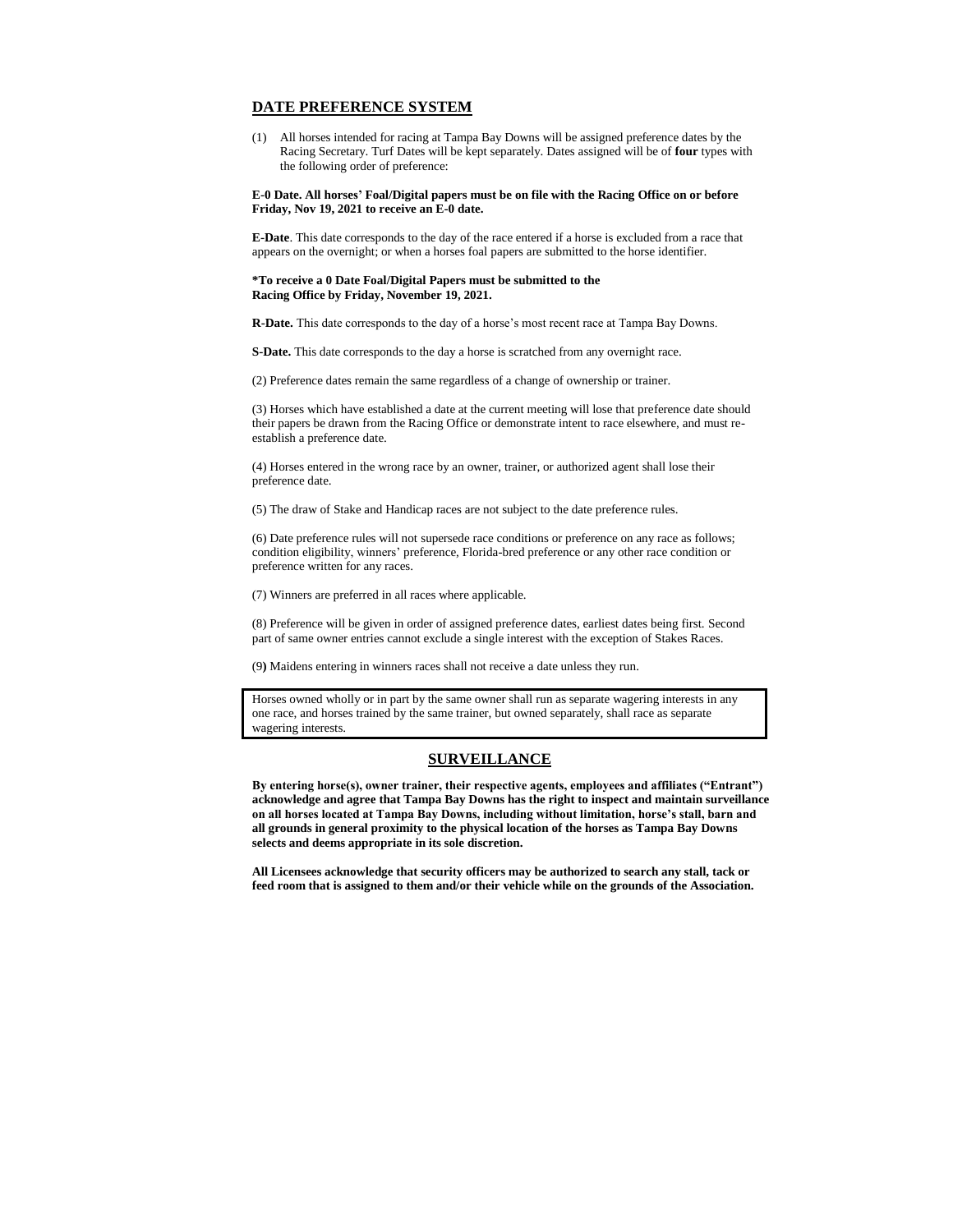## DATE PREFERENCE SYSTEM

(1) All horses intended for racing at Tampa Bay Downs will be assigned preference dates by the Racing Secretary. Turf Dates will be kept separately. Dates assigned will be of **four** types with the following order of preference:

**E-0 Date. All horses' Foal/Digital papers must be on file with the Racing Office on or before Friday, Nov 19, 2021 to receive an E-0 date.**

**E-Date**. This date corresponds to the day of the race entered if a horse is excluded from a race that appears on the overnight; or when a horses foal papers are submitted to the horse identifier.

**\*To receive a 0 Date Foal/Digital Papers must be submitted to the Racing Office by Friday, November 19, 2021.**

**R-Date.** This date corresponds to the day of a horse's most recent race at Tampa Bay Downs.

**S-Date.** This date corresponds to the day a horse is scratched from any overnight race.

(2) Preference dates remain the same regardless of a change of ownership or trainer.

(3) Horses which have established a date at the current meeting will lose that preference date should their papers be drawn from the Racing Office or demonstrate intent to race elsewhere, and must re-establish a preference date.

(4) Horses entered in the wrong race by an owner, trainer, or authorized agent shall lose their preference date.

(5) The draw of Stake and Handicap races are not subject to the date preference rules.

(6) Date preference rules will not supersede race conditions or preference on any race as follows; condition eligibility, winners' preference, Florida-bred preference or any other race condition or preference written for any races.

(7) Winners are preferred in all races where applicable.

(8) Preference will be given in order of assigned preference dates, earliest dates being first. Second part of same owner entries cannot exclude a single interest with the exception of Stakes Races.

(9) Maidens entering in winners races shall not receive a date unless they run.

Horses owned wholly or in part by the same owner shall run as separate wagering interests in any one race, and horses trained by the same trainer, but owned separately, shall race as separate wagering interests.

## SURVEILLANCE

**By entering horse(s), owner trainer, their respective agents, employees and affiliates ("Entrant") acknowledge and agree that Tampa Bay Downs has the right to inspect and maintain surveillance on all horses located at Tampa Bay Downs, including without limitation, horse's stall, barn and all grounds in general proximity to the physical location of the horses as Tampa Bay Downs selects and deems appropriate in its sole discretion.**

**All Licensees acknowledge that security officers may be authorized to search any stall, tack or feed room that is assigned to them and/or their vehicle while on the grounds of the Association.**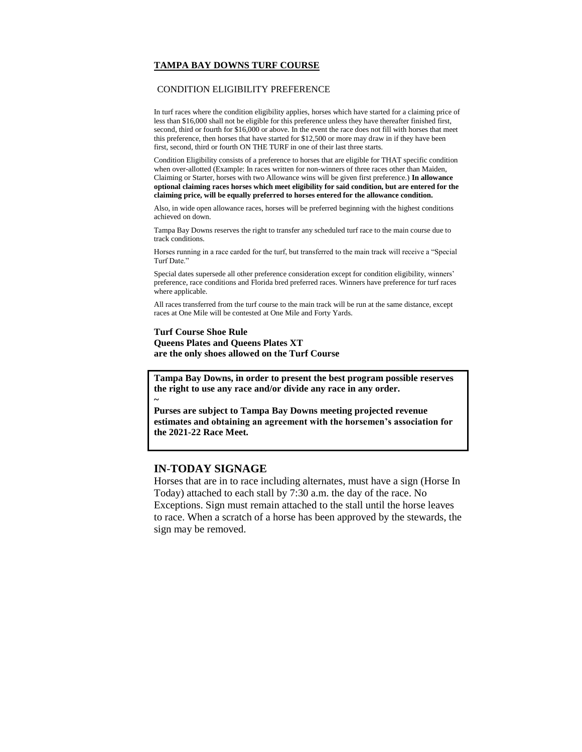## TAMPA BAY DOWNS TURF COURSE

CONDITION ELIGIBILITY PREFERENCE

In turf races where the condition eligibility applies, horses which have started for a claiming price of less than $16,000 shall not be eligible for this preference unless they have thereafter finished first, second, third or fourth for $16,000 or above. In the event the race does not fill with horses that meet this preference, then horses that have started for $12,500 or more may draw in if they have been first, second, third or fourth ON THE TURF in one of their last three starts.

Condition Eligibility consists of a preference to horses that are eligible for THAT specific condition when over-allotted (Example: In races written for non-winners of three races other than Maiden, Claiming or Starter, horses with two Allowance wins will be given first preference.) **In allowance optional claiming races horses which meet eligibility for said condition, but are entered for the claiming price, will be equally preferred to horses entered for the allowance condition.**

Also, in wide open allowance races, horses will be preferred beginning with the highest conditions achieved on down.

Tampa Bay Downs reserves the right to transfer any scheduled turf race to the main course due to track conditions.

Horses running in a race carded for the turf, but transferred to the main track will receive a "Special Turf Date."

Special dates supersede all other preference consideration except for condition eligibility, winners' preference, race conditions and Florida bred preferred races. Winners have preference for turf races where applicable.

All races transferred from the turf course to the main track will be run at the same distance, except races at One Mile will be contested at One Mile and Forty Yards.

**Turf Course Shoe Rule**
**Queens Plates and Queens Plates XT**
**are the only shoes allowed on the Turf Course**

**Tampa Bay Downs, in order to present the best program possible reserves the right to use any race and/or divide any race in any order.**

~

**Purses are subject to Tampa Bay Downs meeting projected revenue estimates and obtaining an agreement with the horsemen's association for the 2021-22 Race Meet.**

## IN-TODAY SIGNAGE

Horses that are in to race including alternates, must have a sign (Horse In Today) attached to each stall by 7:30 a.m. the day of the race. No Exceptions. Sign must remain attached to the stall until the horse leaves to race. When a scratch of a horse has been approved by the stewards, the sign may be removed.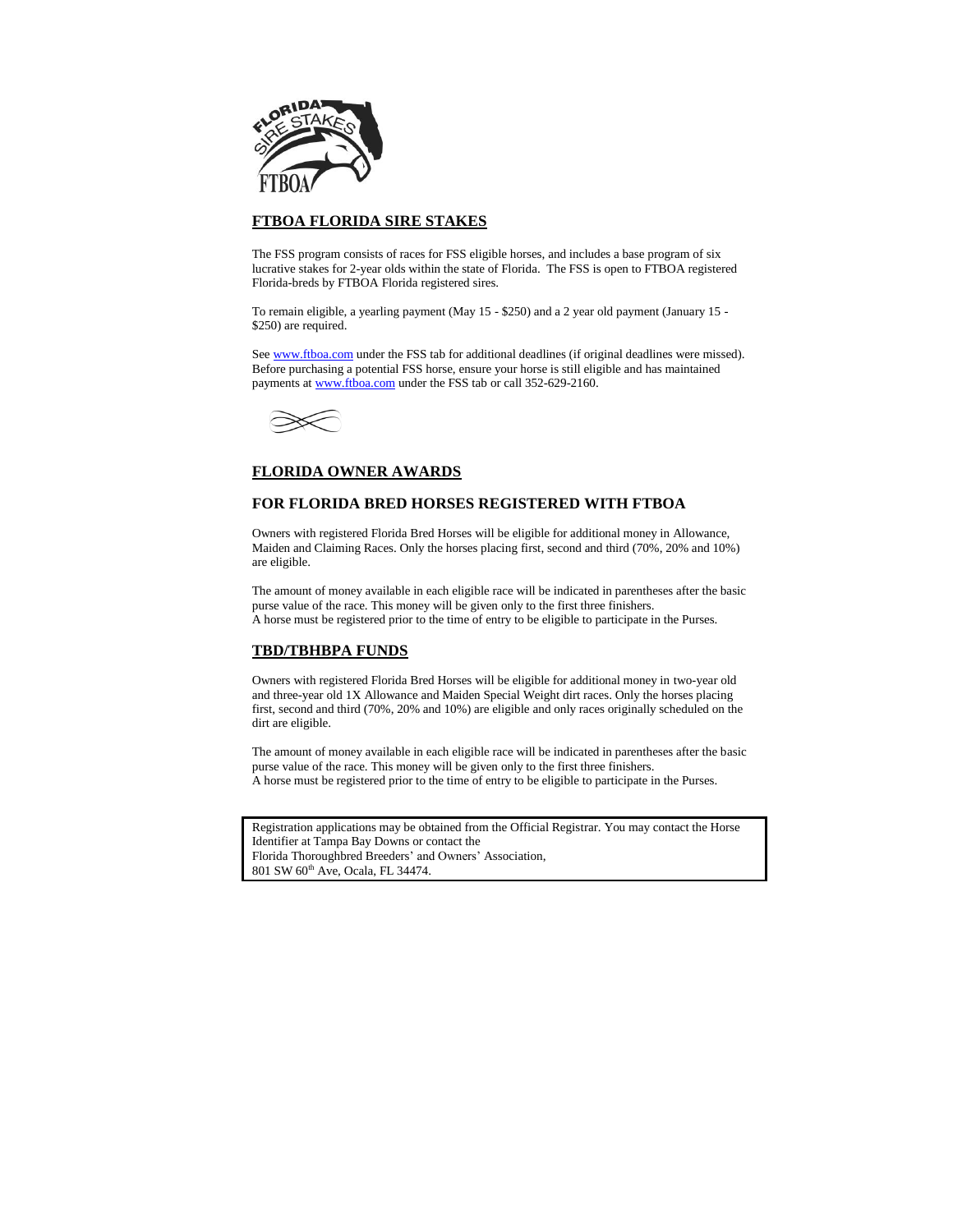## FTBOA FLORIDA SIRE STAKES

The FSS program consists of races for FSS eligible horses, and includes a base program of six lucrative stakes for 2-year olds within the state of Florida. The FSS is open to FTBOA registered Florida-breds by FTBOA Florida registered sires.

To remain eligible, a yearling payment (May 15 - $250) and a 2 year old payment (January 15 - $250) are required.

See www.ftboa.com under the FSS tab for additional deadlines (if original deadlines were missed). Before purchasing a potential FSS horse, ensure your horse is still eligible and has maintained payments at www.ftboa.com under the FSS tab or call 352-629-2160.

## FLORIDA OWNER AWARDS

### FOR FLORIDA BRED HORSES REGISTERED WITH FTBOA

Owners with registered Florida Bred Horses will be eligible for additional money in Allowance, Maiden and Claiming Races. Only the horses placing first, second and third (70%, 20% and 10%) are eligible.

The amount of money available in each eligible race will be indicated in parentheses after the basic purse value of the race. This money will be given only to the first three finishers.
A horse must be registered prior to the time of entry to be eligible to participate in the Purses.

## TBD/TBHBPA FUNDS

Owners with registered Florida Bred Horses will be eligible for additional money in two-year old and three-year old 1X Allowance and Maiden Special Weight dirt races. Only the horses placing first, second and third (70%, 20% and 10%) are eligible and only races originally scheduled on the dirt are eligible.

The amount of money available in each eligible race will be indicated in parentheses after the basic purse value of the race. This money will be given only to the first three finishers.
A horse must be registered prior to the time of entry to be eligible to participate in the Purses.

Registration applications may be obtained from the Official Registrar. You may contact the Horse Identifier at Tampa Bay Downs or contact the
Florida Thoroughbred Breeders' and Owners' Association,
801 SW 60th Ave, Ocala, FL 34474.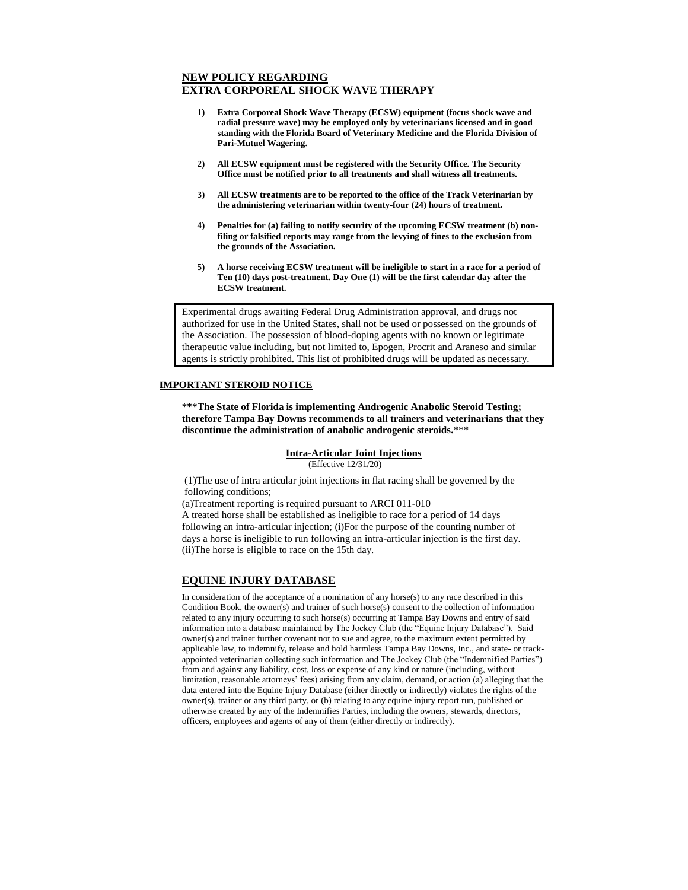## NEW POLICY REGARDING EXTRA CORPOREAL SHOCK WAVE THERAPY

1) **Extra Corporeal Shock Wave Therapy (ECSW) equipment (focus shock wave and radial pressure wave) may be employed only by veterinarians licensed and in good standing with the Florida Board of Veterinary Medicine and the Florida Division of Pari-Mutuel Wagering.**

2) **All ECSW equipment must be registered with the Security Office. The Security Office must be notified prior to all treatments and shall witness all treatments.**

3) **All ECSW treatments are to be reported to the office of the Track Veterinarian by the administering veterinarian within twenty-four (24) hours of treatment.**

4) **Penalties for (a) failing to notify security of the upcoming ECSW treatment (b) non-filing or falsified reports may range from the levying of fines to the exclusion from the grounds of the Association.**

5) **A horse receiving ECSW treatment will be ineligible to start in a race for a period of Ten (10) days post-treatment. Day One (1) will be the first calendar day after the ECSW treatment.**

Experimental drugs awaiting Federal Drug Administration approval, and drugs not authorized for use in the United States, shall not be used or possessed on the grounds of the Association. The possession of blood-doping agents with no known or legitimate therapeutic value including, but not limited to, Epogen, Procrit and Araneso and similar agents is strictly prohibited. This list of prohibited drugs will be updated as necessary.

## IMPORTANT STEROID NOTICE

**\*\*\*The State of Florida is implementing Androgenic Anabolic Steroid Testing; therefore Tampa Bay Downs recommends to all trainers and veterinarians that they discontinue the administration of anabolic androgenic steroids.**\*\*\*

### Intra-Articular Joint Injections

(Effective 12/31/20)

(1)The use of intra articular joint injections in flat racing shall be governed by the following conditions;

(a)Treatment reporting is required pursuant to ARCI 011-010

A treated horse shall be established as ineligible to race for a period of 14 days following an intra-articular injection; (i)For the purpose of the counting number of days a horse is ineligible to run following an intra-articular injection is the first day. (ii)The horse is eligible to race on the 15th day.

## EQUINE INJURY DATABASE

In consideration of the acceptance of a nomination of any horse(s) to any race described in this Condition Book, the owner(s) and trainer of such horse(s) consent to the collection of information related to any injury occurring to such horse(s) occurring at Tampa Bay Downs and entry of said information into a database maintained by The Jockey Club (the "Equine Injury Database"). Said owner(s) and trainer further covenant not to sue and agree, to the maximum extent permitted by applicable law, to indemnify, release and hold harmless Tampa Bay Downs, Inc., and state- or track-appointed veterinarian collecting such information and The Jockey Club (the "Indemnified Parties") from and against any liability, cost, loss or expense of any kind or nature (including, without limitation, reasonable attorneys' fees) arising from any claim, demand, or action (a) alleging that the data entered into the Equine Injury Database (either directly or indirectly) violates the rights of the owner(s), trainer or any third party, or (b) relating to any equine injury report run, published or otherwise created by any of the Indemnifies Parties, including the owners, stewards, directors, officers, employees and agents of any of them (either directly or indirectly).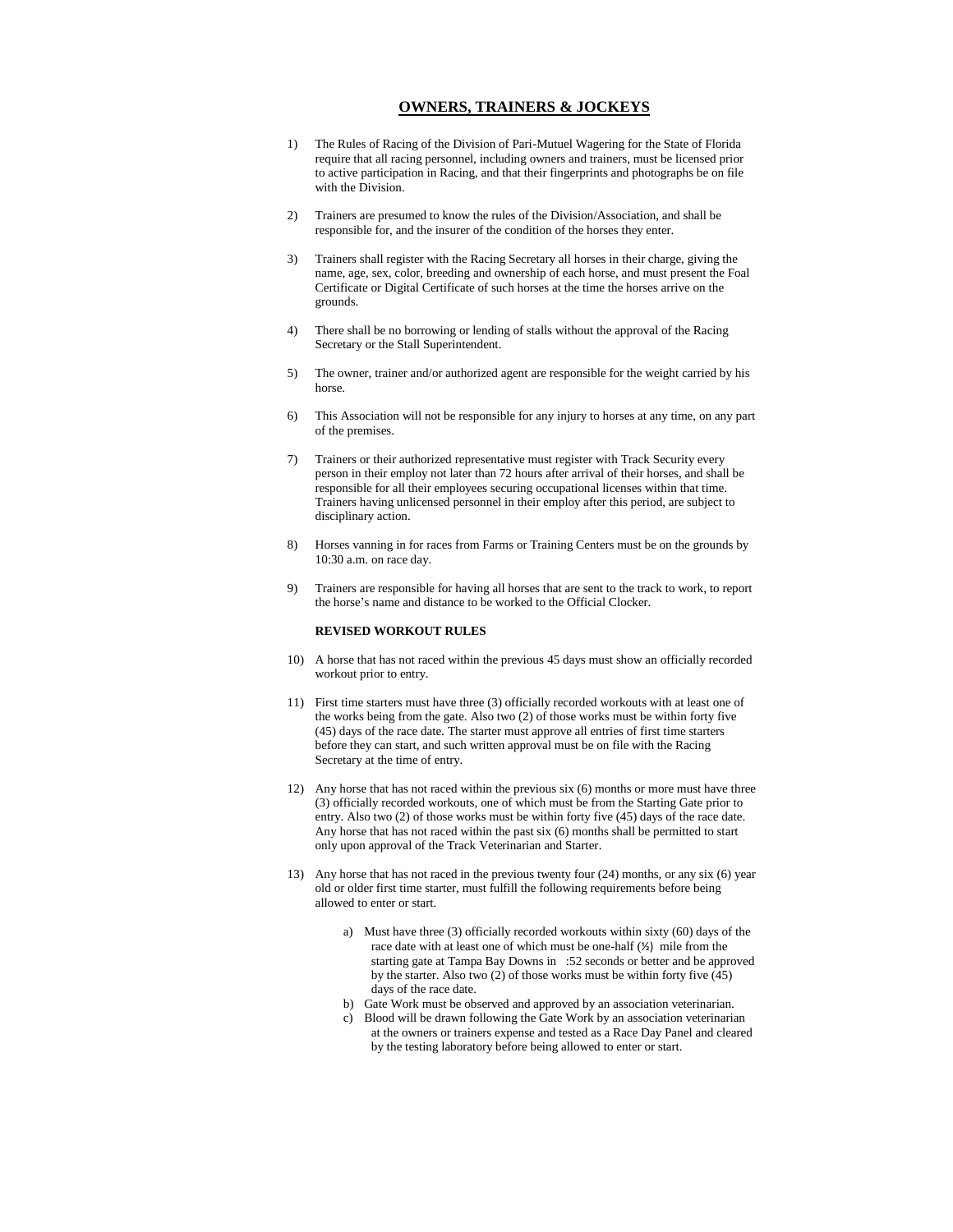## OWNERS, TRAINERS & JOCKEYS

1) The Rules of Racing of the Division of Pari-Mutuel Wagering for the State of Florida require that all racing personnel, including owners and trainers, must be licensed prior to active participation in Racing, and that their fingerprints and photographs be on file with the Division.

2) Trainers are presumed to know the rules of the Division/Association, and shall be responsible for, and the insurer of the condition of the horses they enter.

3) Trainers shall register with the Racing Secretary all horses in their charge, giving the name, age, sex, color, breeding and ownership of each horse, and must present the Foal Certificate or Digital Certificate of such horses at the time the horses arrive on the grounds.

4) There shall be no borrowing or lending of stalls without the approval of the Racing Secretary or the Stall Superintendent.

5) The owner, trainer and/or authorized agent are responsible for the weight carried by his horse.

6) This Association will not be responsible for any injury to horses at any time, on any part of the premises.

7) Trainers or their authorized representative must register with Track Security every person in their employ not later than 72 hours after arrival of their horses, and shall be responsible for all their employees securing occupational licenses within that time. Trainers having unlicensed personnel in their employ after this period, are subject to disciplinary action.

8) Horses vanning in for races from Farms or Training Centers must be on the grounds by 10:30 a.m. on race day.

9) Trainers are responsible for having all horses that are sent to the track to work, to report the horse's name and distance to be worked to the Official Clocker.

**REVISED WORKOUT RULES**

10) A horse that has not raced within the previous 45 days must show an officially recorded workout prior to entry.

11) First time starters must have three (3) officially recorded workouts with at least one of the works being from the gate. Also two (2) of those works must be within forty five (45) days of the race date. The starter must approve all entries of first time starters before they can start, and such written approval must be on file with the Racing Secretary at the time of entry.

12) Any horse that has not raced within the previous six (6) months or more must have three (3) officially recorded workouts, one of which must be from the Starting Gate prior to entry. Also two (2) of those works must be within forty five (45) days of the race date. Any horse that has not raced within the past six (6) months shall be permitted to start only upon approval of the Track Veterinarian and Starter.

13) Any horse that has not raced in the previous twenty four (24) months, or any six (6) year old or older first time starter, must fulfill the following requirements before being allowed to enter or start.

    a) Must have three (3) officially recorded workouts within sixty (60) days of the race date with at least one of which must be one-half (½) mile from the starting gate at Tampa Bay Downs in :52 seconds or better and be approved by the starter. Also two (2) of those works must be within forty five (45) days of the race date.
    b) Gate Work must be observed and approved by an association veterinarian.
    c) Blood will be drawn following the Gate Work by an association veterinarian at the owners or trainers expense and tested as a Race Day Panel and cleared by the testing laboratory before being allowed to enter or start.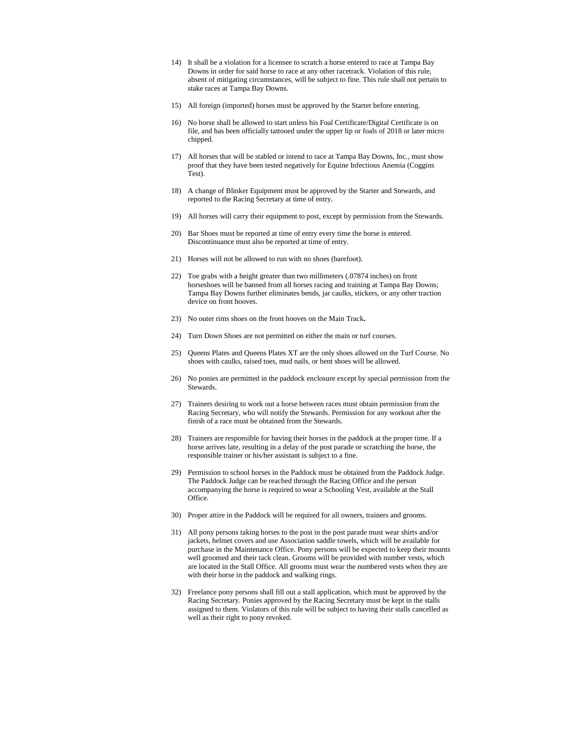14) It shall be a violation for a licensee to scratch a horse entered to race at Tampa Bay Downs in order for said horse to race at any other racetrack. Violation of this rule, absent of mitigating circumstances, will be subject to fine. This rule shall not pertain to stake races at Tampa Bay Downs.

15) All foreign (imported) horses must be approved by the Starter before entering.

16) No horse shall be allowed to start unless his Foal Certificate/Digital Certificate is on file, and has been officially tattooed under the upper lip or foals of 2018 or later micro chipped.

17) All horses that will be stabled or intend to race at Tampa Bay Downs, Inc., must show proof that they have been tested negatively for Equine Infectious Anemia (Coggins Test).

18) A change of Blinker Equipment must be approved by the Starter and Stewards, and reported to the Racing Secretary at time of entry.

19) All horses will carry their equipment to post, except by permission from the Stewards.

20) Bar Shoes must be reported at time of entry every time the horse is entered. Discontinuance must also be reported at time of entry.

21) Horses will not be allowed to run with no shoes (barefoot).

22) Toe grabs with a height greater than two millimeters (.07874 inches) on front horseshoes will be banned from all horses racing and training at Tampa Bay Downs; Tampa Bay Downs further eliminates bends, jar caulks, stickers, or any other traction device on front hooves.

23) No outer rims shoes on the front hooves on the Main Track**.**

24) Turn Down Shoes are not permitted on either the main or turf courses.

25) Queens Plates and Queens Plates XT are the only shoes allowed on the Turf Course. No shoes with caulks, raised toes, mud nails, or bent shoes will be allowed.

26) No ponies are permitted in the paddock enclosure except by special permission from the Stewards.

27) Trainers desiring to work out a horse between races must obtain permission from the Racing Secretary, who will notify the Stewards. Permission for any workout after the finish of a race must be obtained from the Stewards.

28) Trainers are responsible for having their horses in the paddock at the proper time. If a horse arrives late, resulting in a delay of the post parade or scratching the horse, the responsible trainer or his/her assistant is subject to a fine.

29) Permission to school horses in the Paddock must be obtained from the Paddock Judge. The Paddock Judge can be reached through the Racing Office and the person accompanying the horse is required to wear a Schooling Vest, available at the Stall Office.

30) Proper attire in the Paddock will be required for all owners, trainers and grooms.

31) All pony persons taking horses to the post in the post parade must wear shirts and/or jackets, helmet covers and use Association saddle towels, which will be available for purchase in the Maintenance Office. Pony persons will be expected to keep their mounts well groomed and their tack clean. Grooms will be provided with number vests, which are located in the Stall Office. All grooms must wear the numbered vests when they are with their horse in the paddock and walking rings.

32) Freelance pony persons shall fill out a stall application, which must be approved by the Racing Secretary. Ponies approved by the Racing Secretary must be kept in the stalls assigned to them. Violators of this rule will be subject to having their stalls cancelled as well as their right to pony revoked.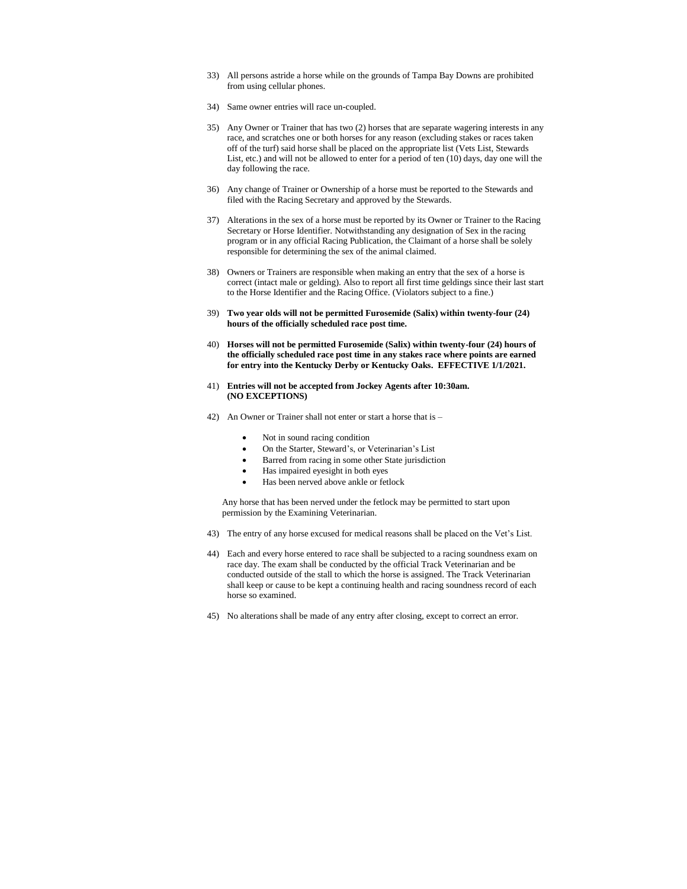33) All persons astride a horse while on the grounds of Tampa Bay Downs are prohibited from using cellular phones.

34) Same owner entries will race un-coupled.

35) Any Owner or Trainer that has two (2) horses that are separate wagering interests in any race, and scratches one or both horses for any reason (excluding stakes or races taken off of the turf) said horse shall be placed on the appropriate list (Vets List, Stewards List, etc.) and will not be allowed to enter for a period of ten (10) days, day one will the day following the race.

36) Any change of Trainer or Ownership of a horse must be reported to the Stewards and filed with the Racing Secretary and approved by the Stewards.

37) Alterations in the sex of a horse must be reported by its Owner or Trainer to the Racing Secretary or Horse Identifier. Notwithstanding any designation of Sex in the racing program or in any official Racing Publication, the Claimant of a horse shall be solely responsible for determining the sex of the animal claimed.

38) Owners or Trainers are responsible when making an entry that the sex of a horse is correct (intact male or gelding). Also to report all first time geldings since their last start to the Horse Identifier and the Racing Office. (Violators subject to a fine.)

39) **Two year olds will not be permitted Furosemide (Salix) within twenty-four (24) hours of the officially scheduled race post time.**

40) **Horses will not be permitted Furosemide (Salix) within twenty-four (24) hours of the officially scheduled race post time in any stakes race where points are earned for entry into the Kentucky Derby or Kentucky Oaks. EFFECTIVE 1/1/2021.**

41) **Entries will not be accepted from Jockey Agents after 10:30am. (NO EXCEPTIONS)**

42) An Owner or Trainer shall not enter or start a horse that is –

    - Not in sound racing condition
    - On the Starter, Steward's, or Veterinarian's List
    - Barred from racing in some other State jurisdiction
    - Has impaired eyesight in both eyes
    - Has been nerved above ankle or fetlock

    Any horse that has been nerved under the fetlock may be permitted to start upon permission by the Examining Veterinarian.

43) The entry of any horse excused for medical reasons shall be placed on the Vet's List.

44) Each and every horse entered to race shall be subjected to a racing soundness exam on race day. The exam shall be conducted by the official Track Veterinarian and be conducted outside of the stall to which the horse is assigned. The Track Veterinarian shall keep or cause to be kept a continuing health and racing soundness record of each horse so examined.

45) No alterations shall be made of any entry after closing, except to correct an error.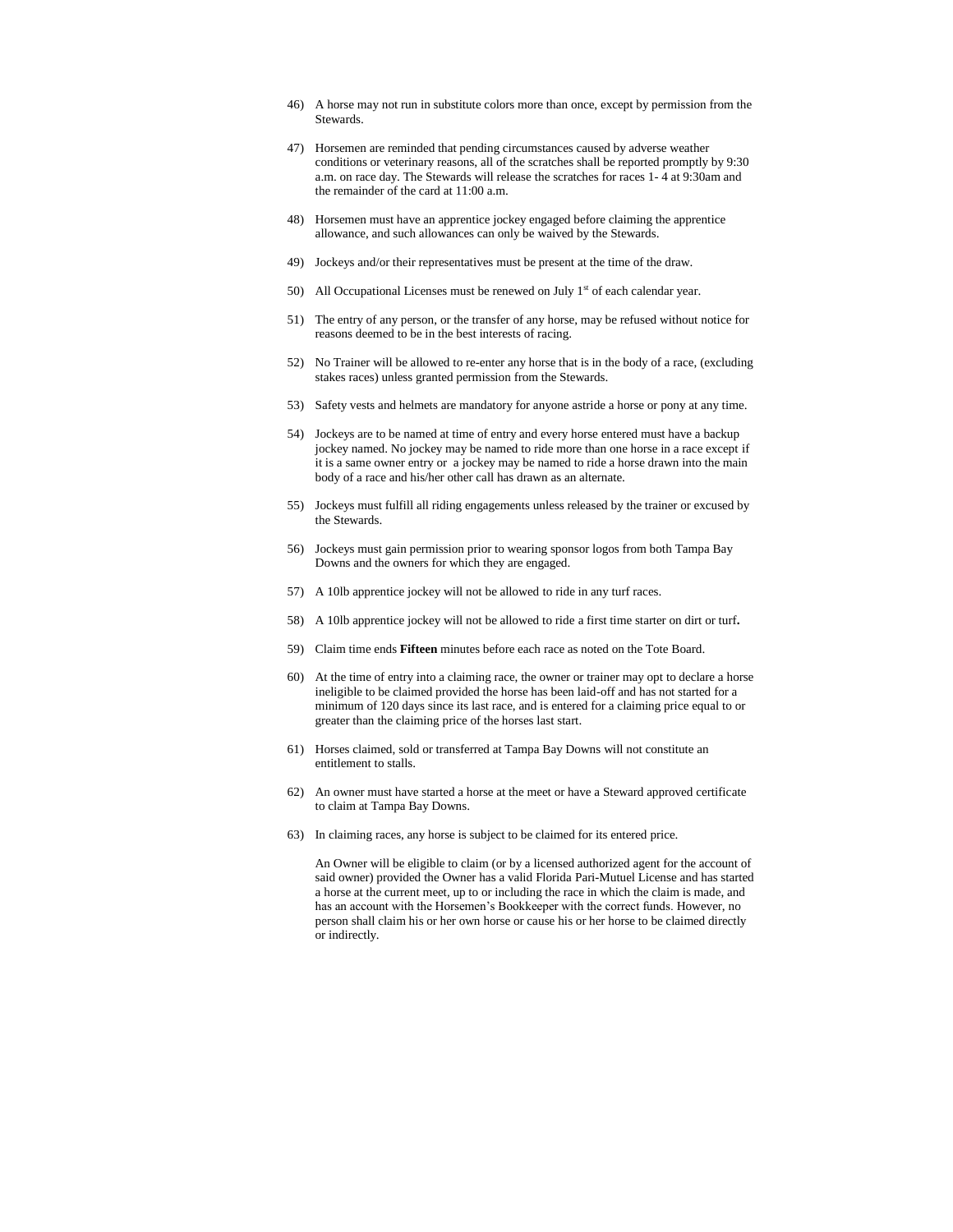46) A horse may not run in substitute colors more than once, except by permission from the Stewards.

47) Horsemen are reminded that pending circumstances caused by adverse weather conditions or veterinary reasons, all of the scratches shall be reported promptly by 9:30 a.m. on race day. The Stewards will release the scratches for races 1- 4 at 9:30am and the remainder of the card at 11:00 a.m.

48) Horsemen must have an apprentice jockey engaged before claiming the apprentice allowance, and such allowances can only be waived by the Stewards.

49) Jockeys and/or their representatives must be present at the time of the draw.

50) All Occupational Licenses must be renewed on July 1st of each calendar year.

51) The entry of any person, or the transfer of any horse, may be refused without notice for reasons deemed to be in the best interests of racing.

52) No Trainer will be allowed to re-enter any horse that is in the body of a race, (excluding stakes races) unless granted permission from the Stewards.

53) Safety vests and helmets are mandatory for anyone astride a horse or pony at any time.

54) Jockeys are to be named at time of entry and every horse entered must have a backup jockey named. No jockey may be named to ride more than one horse in a race except if it is a same owner entry or a jockey may be named to ride a horse drawn into the main body of a race and his/her other call has drawn as an alternate.

55) Jockeys must fulfill all riding engagements unless released by the trainer or excused by the Stewards.

56) Jockeys must gain permission prior to wearing sponsor logos from both Tampa Bay Downs and the owners for which they are engaged.

57) A 10lb apprentice jockey will not be allowed to ride in any turf races.

58) A 10lb apprentice jockey will not be allowed to ride a first time starter on dirt or turf**.**

59) Claim time ends **Fifteen** minutes before each race as noted on the Tote Board.

60) At the time of entry into a claiming race, the owner or trainer may opt to declare a horse ineligible to be claimed provided the horse has been laid-off and has not started for a minimum of 120 days since its last race, and is entered for a claiming price equal to or greater than the claiming price of the horses last start.

61) Horses claimed, sold or transferred at Tampa Bay Downs will not constitute an entitlement to stalls.

62) An owner must have started a horse at the meet or have a Steward approved certificate to claim at Tampa Bay Downs.

63) In claiming races, any horse is subject to be claimed for its entered price.

    An Owner will be eligible to claim (or by a licensed authorized agent for the account of said owner) provided the Owner has a valid Florida Pari-Mutuel License and has started a horse at the current meet, up to or including the race in which the claim is made, and has an account with the Horsemen's Bookkeeper with the correct funds. However, no person shall claim his or her own horse or cause his or her horse to be claimed directly or indirectly.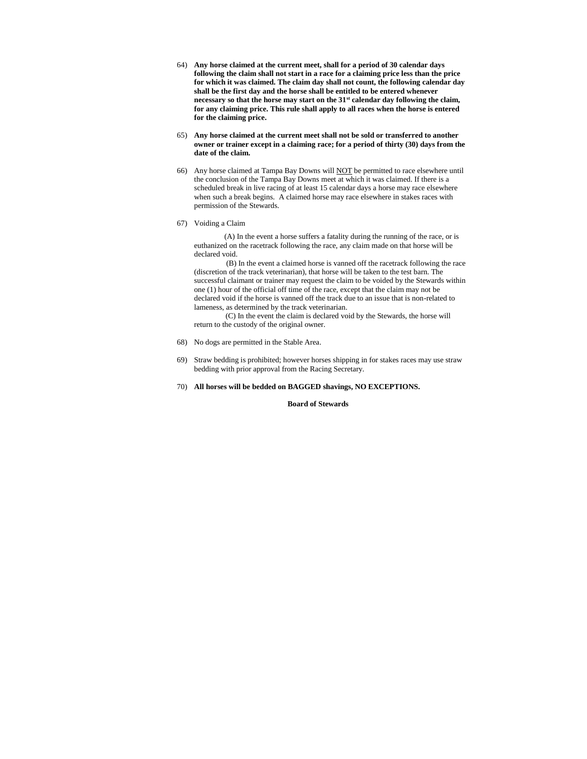64) **Any horse claimed at the current meet, shall for a period of 30 calendar days following the claim shall not start in a race for a claiming price less than the price for which it was claimed. The claim day shall not count, the following calendar day shall be the first day and the horse shall be entitled to be entered whenever necessary so that the horse may start on the 31st calendar day following the claim, for any claiming price. This rule shall apply to all races when the horse is entered for the claiming price.**

65) **Any horse claimed at the current meet shall not be sold or transferred to another owner or trainer except in a claiming race; for a period of thirty (30) days from the date of the claim.**

66) Any horse claimed at Tampa Bay Downs will NOT be permitted to race elsewhere until the conclusion of the Tampa Bay Downs meet at which it was claimed. If there is a scheduled break in live racing of at least 15 calendar days a horse may race elsewhere when such a break begins. A claimed horse may race elsewhere in stakes races with permission of the Stewards.

67) Voiding a Claim

(A) In the event a horse suffers a fatality during the running of the race, or is euthanized on the racetrack following the race, any claim made on that horse will be declared void.

(B) In the event a claimed horse is vanned off the racetrack following the race (discretion of the track veterinarian), that horse will be taken to the test barn. The successful claimant or trainer may request the claim to be voided by the Stewards within one (1) hour of the official off time of the race, except that the claim may not be declared void if the horse is vanned off the track due to an issue that is non-related to lameness, as determined by the track veterinarian.

(C) In the event the claim is declared void by the Stewards, the horse will return to the custody of the original owner.

68) No dogs are permitted in the Stable Area.

69) Straw bedding is prohibited; however horses shipping in for stakes races may use straw bedding with prior approval from the Racing Secretary.

70) **All horses will be bedded on BAGGED shavings, NO EXCEPTIONS.**

**Board of Stewards**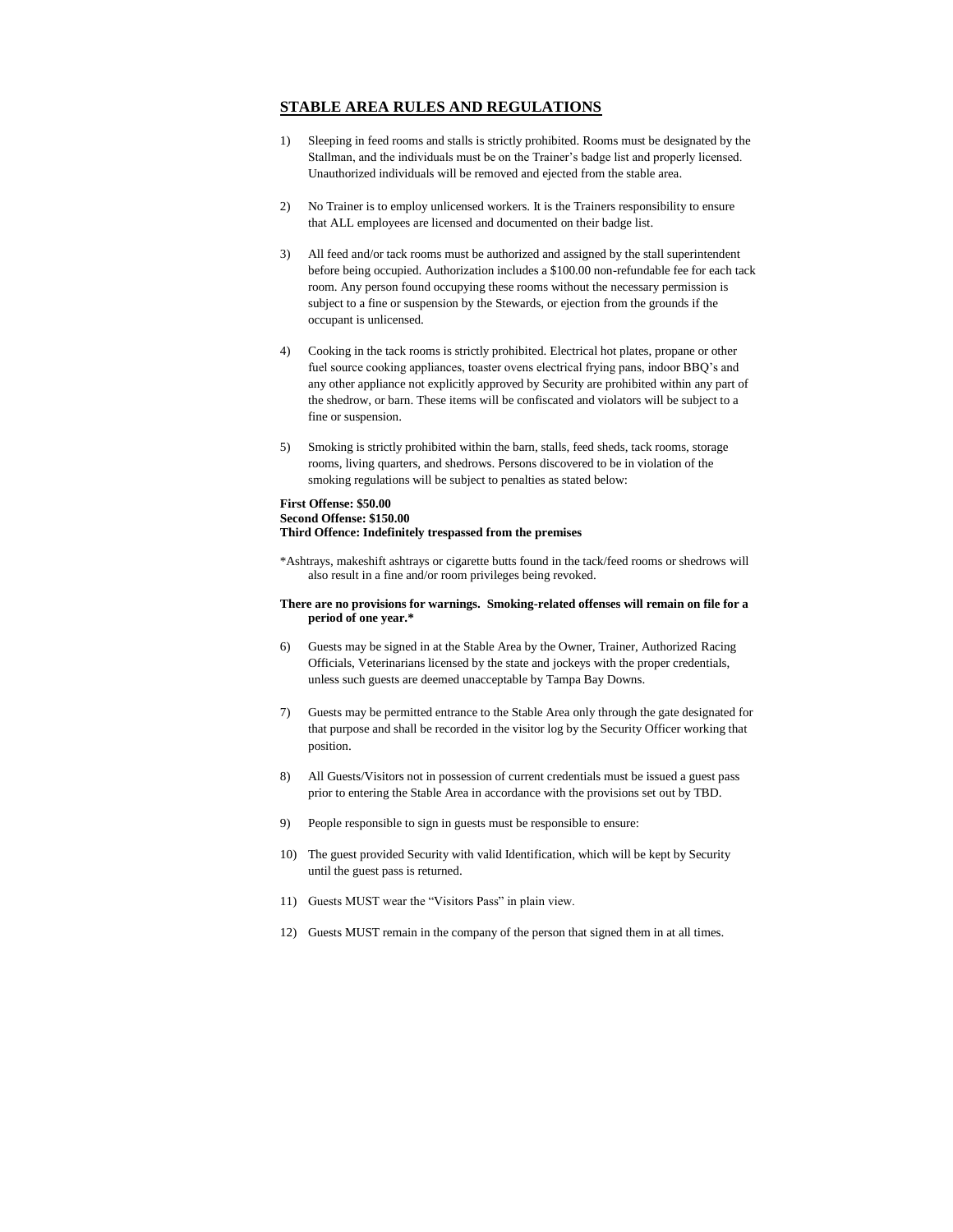## STABLE AREA RULES AND REGULATIONS

1) Sleeping in feed rooms and stalls is strictly prohibited. Rooms must be designated by the Stallman, and the individuals must be on the Trainer's badge list and properly licensed. Unauthorized individuals will be removed and ejected from the stable area.

2) No Trainer is to employ unlicensed workers. It is the Trainers responsibility to ensure that ALL employees are licensed and documented on their badge list.

3) All feed and/or tack rooms must be authorized and assigned by the stall superintendent before being occupied. Authorization includes a $100.00 non-refundable fee for each tack room. Any person found occupying these rooms without the necessary permission is subject to a fine or suspension by the Stewards, or ejection from the grounds if the occupant is unlicensed.

4) Cooking in the tack rooms is strictly prohibited. Electrical hot plates, propane or other fuel source cooking appliances, toaster ovens electrical frying pans, indoor BBQ's and any other appliance not explicitly approved by Security are prohibited within any part of the shedrow, or barn. These items will be confiscated and violators will be subject to a fine or suspension.

5) Smoking is strictly prohibited within the barn, stalls, feed sheds, tack rooms, storage rooms, living quarters, and shedrows. Persons discovered to be in violation of the smoking regulations will be subject to penalties as stated below:

**First Offense: $50.00**
**Second Offense: $150.00**
**Third Offence: Indefinitely trespassed from the premises**

*Ashtrays, makeshift ashtrays or cigarette butts found in the tack/feed rooms or shedrows will also result in a fine and/or room privileges being revoked.

**There are no provisions for warnings. Smoking-related offenses will remain on file for a period of one year.***

6) Guests may be signed in at the Stable Area by the Owner, Trainer, Authorized Racing Officials, Veterinarians licensed by the state and jockeys with the proper credentials, unless such guests are deemed unacceptable by Tampa Bay Downs.

7) Guests may be permitted entrance to the Stable Area only through the gate designated for that purpose and shall be recorded in the visitor log by the Security Officer working that position.

8) All Guests/Visitors not in possession of current credentials must be issued a guest pass prior to entering the Stable Area in accordance with the provisions set out by TBD.

9) People responsible to sign in guests must be responsible to ensure:

10) The guest provided Security with valid Identification, which will be kept by Security until the guest pass is returned.

11) Guests MUST wear the "Visitors Pass" in plain view.

12) Guests MUST remain in the company of the person that signed them in at all times.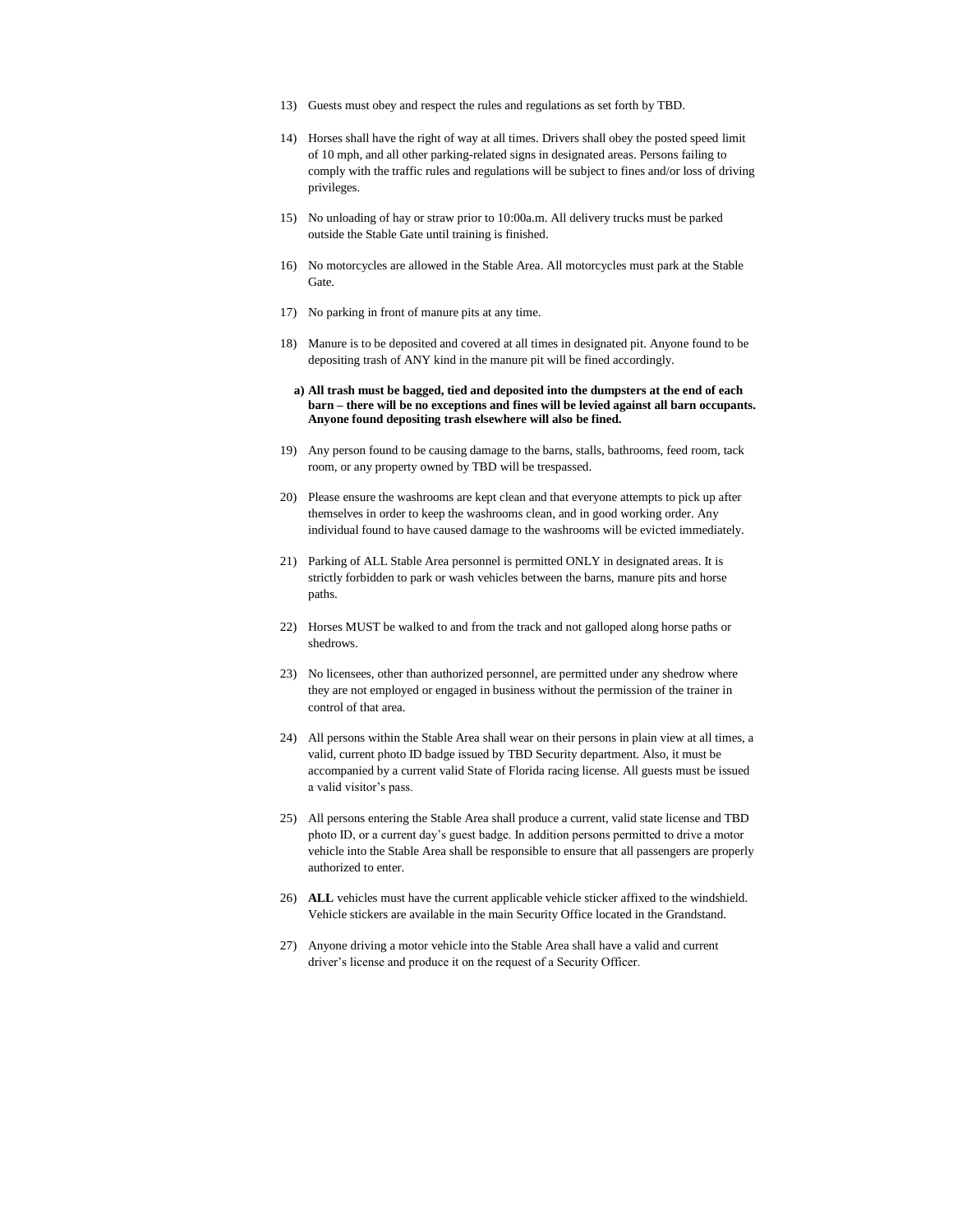13) Guests must obey and respect the rules and regulations as set forth by TBD.

14) Horses shall have the right of way at all times. Drivers shall obey the posted speed limit of 10 mph, and all other parking-related signs in designated areas. Persons failing to comply with the traffic rules and regulations will be subject to fines and/or loss of driving privileges.

15) No unloading of hay or straw prior to 10:00a.m. All delivery trucks must be parked outside the Stable Gate until training is finished.

16) No motorcycles are allowed in the Stable Area. All motorcycles must park at the Stable Gate.

17) No parking in front of manure pits at any time.

18) Manure is to be deposited and covered at all times in designated pit. Anyone found to be depositing trash of ANY kind in the manure pit will be fined accordingly.

    **a) All trash must be bagged, tied and deposited into the dumpsters at the end of each barn – there will be no exceptions and fines will be levied against all barn occupants. Anyone found depositing trash elsewhere will also be fined.**

19) Any person found to be causing damage to the barns, stalls, bathrooms, feed room, tack room, or any property owned by TBD will be trespassed.

20) Please ensure the washrooms are kept clean and that everyone attempts to pick up after themselves in order to keep the washrooms clean, and in good working order. Any individual found to have caused damage to the washrooms will be evicted immediately.

21) Parking of ALL Stable Area personnel is permitted ONLY in designated areas. It is strictly forbidden to park or wash vehicles between the barns, manure pits and horse paths.

22) Horses MUST be walked to and from the track and not galloped along horse paths or shedrows.

23) No licensees, other than authorized personnel, are permitted under any shedrow where they are not employed or engaged in business without the permission of the trainer in control of that area.

24) All persons within the Stable Area shall wear on their persons in plain view at all times, a valid, current photo ID badge issued by TBD Security department. Also, it must be accompanied by a current valid State of Florida racing license. All guests must be issued a valid visitor's pass.

25) All persons entering the Stable Area shall produce a current, valid state license and TBD photo ID, or a current day's guest badge. In addition persons permitted to drive a motor vehicle into the Stable Area shall be responsible to ensure that all passengers are properly authorized to enter.

26) **ALL** vehicles must have the current applicable vehicle sticker affixed to the windshield. Vehicle stickers are available in the main Security Office located in the Grandstand.

27) Anyone driving a motor vehicle into the Stable Area shall have a valid and current driver's license and produce it on the request of a Security Officer.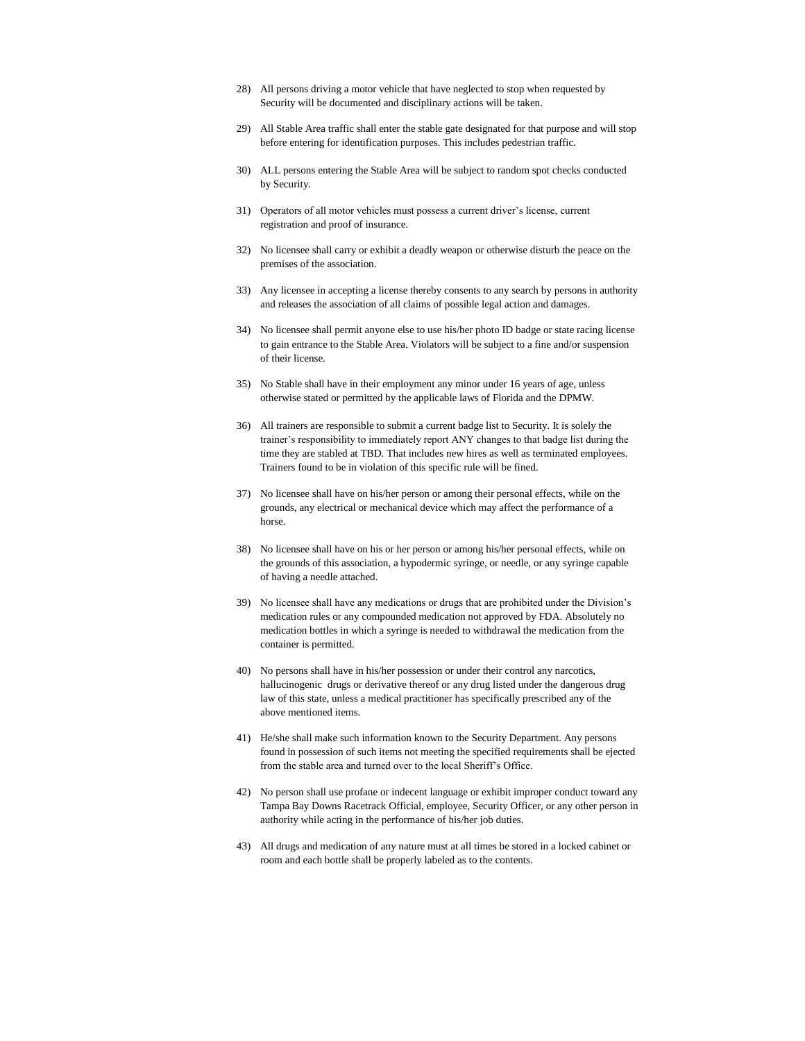28) All persons driving a motor vehicle that have neglected to stop when requested by Security will be documented and disciplinary actions will be taken.

29) All Stable Area traffic shall enter the stable gate designated for that purpose and will stop before entering for identification purposes. This includes pedestrian traffic.

30) ALL persons entering the Stable Area will be subject to random spot checks conducted by Security.

31) Operators of all motor vehicles must possess a current driver's license, current registration and proof of insurance.

32) No licensee shall carry or exhibit a deadly weapon or otherwise disturb the peace on the premises of the association.

33) Any licensee in accepting a license thereby consents to any search by persons in authority and releases the association of all claims of possible legal action and damages.

34) No licensee shall permit anyone else to use his/her photo ID badge or state racing license to gain entrance to the Stable Area. Violators will be subject to a fine and/or suspension of their license.

35) No Stable shall have in their employment any minor under 16 years of age, unless otherwise stated or permitted by the applicable laws of Florida and the DPMW.

36) All trainers are responsible to submit a current badge list to Security. It is solely the trainer's responsibility to immediately report ANY changes to that badge list during the time they are stabled at TBD. That includes new hires as well as terminated employees. Trainers found to be in violation of this specific rule will be fined.

37) No licensee shall have on his/her person or among their personal effects, while on the grounds, any electrical or mechanical device which may affect the performance of a horse.

38) No licensee shall have on his or her person or among his/her personal effects, while on the grounds of this association, a hypodermic syringe, or needle, or any syringe capable of having a needle attached.

39) No licensee shall have any medications or drugs that are prohibited under the Division's medication rules or any compounded medication not approved by FDA. Absolutely no medication bottles in which a syringe is needed to withdrawal the medication from the container is permitted.

40) No persons shall have in his/her possession or under their control any narcotics, hallucinogenic drugs or derivative thereof or any drug listed under the dangerous drug law of this state, unless a medical practitioner has specifically prescribed any of the above mentioned items.

41) He/she shall make such information known to the Security Department. Any persons found in possession of such items not meeting the specified requirements shall be ejected from the stable area and turned over to the local Sheriff's Office.

42) No person shall use profane or indecent language or exhibit improper conduct toward any Tampa Bay Downs Racetrack Official, employee, Security Officer, or any other person in authority while acting in the performance of his/her job duties.

43) All drugs and medication of any nature must at all times be stored in a locked cabinet or room and each bottle shall be properly labeled as to the contents.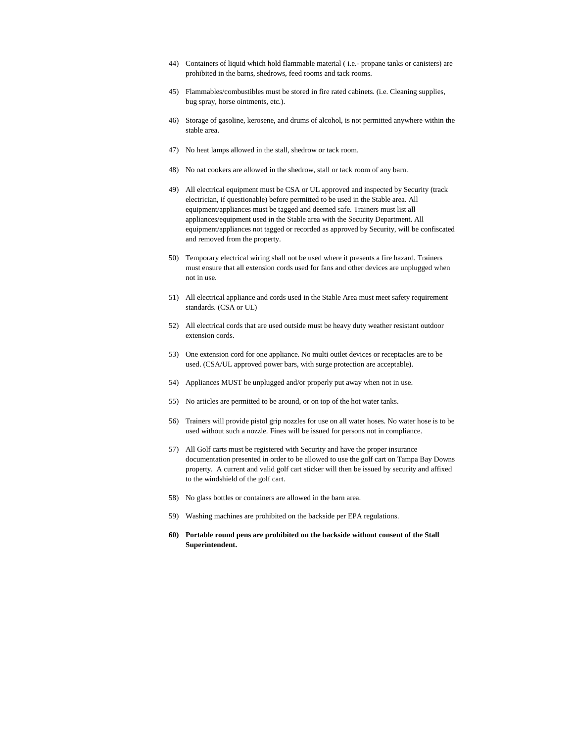44) Containers of liquid which hold flammable material ( i.e.- propane tanks or canisters) are prohibited in the barns, shedrows, feed rooms and tack rooms.

45) Flammables/combustibles must be stored in fire rated cabinets. (i.e. Cleaning supplies, bug spray, horse ointments, etc.).

46) Storage of gasoline, kerosene, and drums of alcohol, is not permitted anywhere within the stable area.

47) No heat lamps allowed in the stall, shedrow or tack room.

48) No oat cookers are allowed in the shedrow, stall or tack room of any barn.

49) All electrical equipment must be CSA or UL approved and inspected by Security (track electrician, if questionable) before permitted to be used in the Stable area. All equipment/appliances must be tagged and deemed safe. Trainers must list all appliances/equipment used in the Stable area with the Security Department. All equipment/appliances not tagged or recorded as approved by Security, will be confiscated and removed from the property.

50) Temporary electrical wiring shall not be used where it presents a fire hazard. Trainers must ensure that all extension cords used for fans and other devices are unplugged when not in use.

51) All electrical appliance and cords used in the Stable Area must meet safety requirement standards. (CSA or UL)

52) All electrical cords that are used outside must be heavy duty weather resistant outdoor extension cords.

53) One extension cord for one appliance. No multi outlet devices or receptacles are to be used. (CSA/UL approved power bars, with surge protection are acceptable).

54) Appliances MUST be unplugged and/or properly put away when not in use.

55) No articles are permitted to be around, or on top of the hot water tanks.

56) Trainers will provide pistol grip nozzles for use on all water hoses. No water hose is to be used without such a nozzle. Fines will be issued for persons not in compliance.

57) All Golf carts must be registered with Security and have the proper insurance documentation presented in order to be allowed to use the golf cart on Tampa Bay Downs property. A current and valid golf cart sticker will then be issued by security and affixed to the windshield of the golf cart.

58) No glass bottles or containers are allowed in the barn area.

59) Washing machines are prohibited on the backside per EPA regulations.

**60) Portable round pens are prohibited on the backside without consent of the Stall Superintendent.**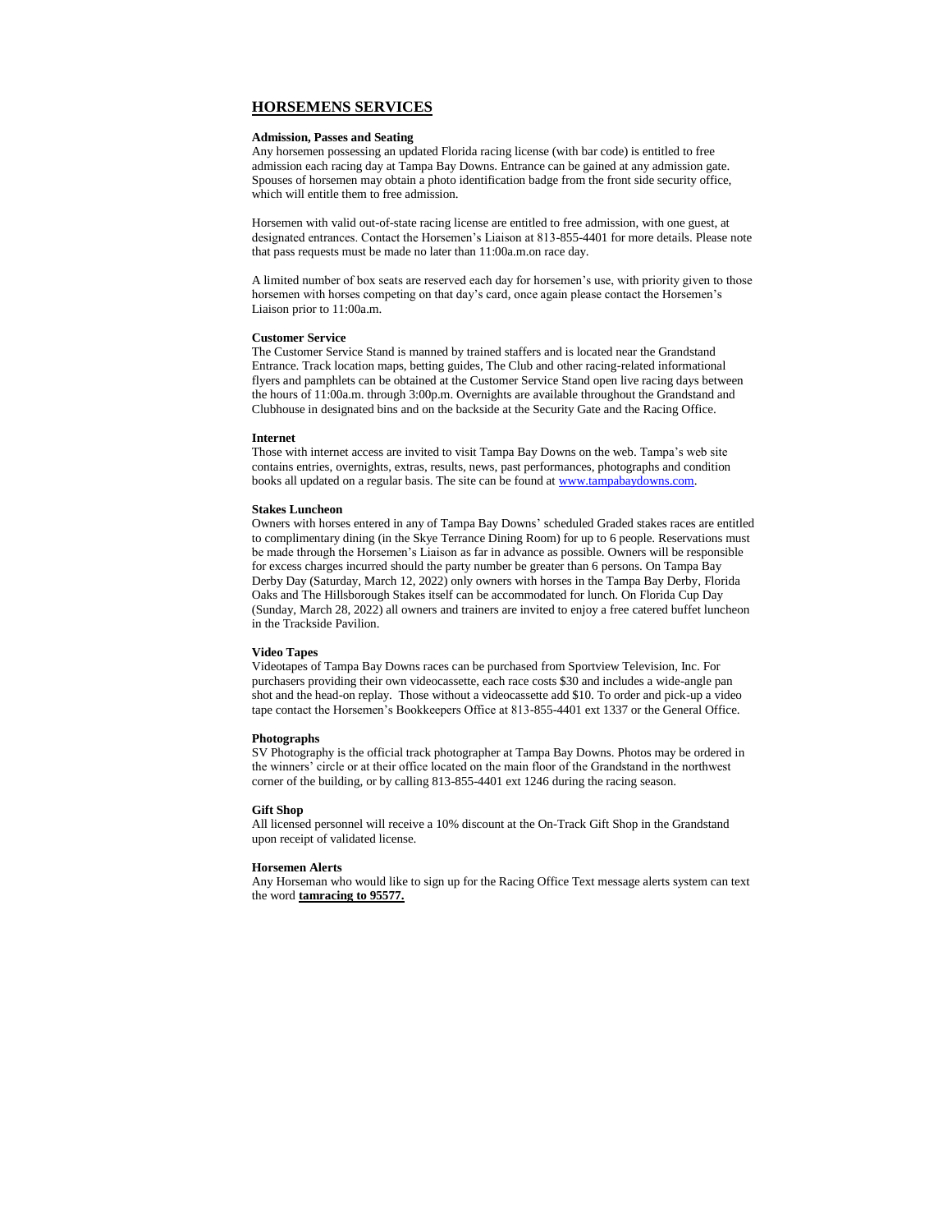## HORSEMENS SERVICES

**Admission, Passes and Seating**

Any horsemen possessing an updated Florida racing license (with bar code) is entitled to free admission each racing day at Tampa Bay Downs. Entrance can be gained at any admission gate. Spouses of horsemen may obtain a photo identification badge from the front side security office, which will entitle them to free admission.

Horsemen with valid out-of-state racing license are entitled to free admission, with one guest, at designated entrances. Contact the Horsemen's Liaison at 813-855-4401 for more details. Please note that pass requests must be made no later than 11:00a.m.on race day.

A limited number of box seats are reserved each day for horsemen's use, with priority given to those horsemen with horses competing on that day's card, once again please contact the Horsemen's Liaison prior to 11:00a.m.

**Customer Service**

The Customer Service Stand is manned by trained staffers and is located near the Grandstand Entrance. Track location maps, betting guides, The Club and other racing-related informational flyers and pamphlets can be obtained at the Customer Service Stand open live racing days between the hours of 11:00a.m. through 3:00p.m. Overnights are available throughout the Grandstand and Clubhouse in designated bins and on the backside at the Security Gate and the Racing Office.

**Internet**

Those with internet access are invited to visit Tampa Bay Downs on the web. Tampa's web site contains entries, overnights, extras, results, news, past performances, photographs and condition books all updated on a regular basis. The site can be found at [www.tampabaydowns.com](http://www.tampabaydowns.com).

**Stakes Luncheon**

Owners with horses entered in any of Tampa Bay Downs' scheduled Graded stakes races are entitled to complimentary dining (in the Skye Terrance Dining Room) for up to 6 people. Reservations must be made through the Horsemen's Liaison as far in advance as possible. Owners will be responsible for excess charges incurred should the party number be greater than 6 persons. On Tampa Bay Derby Day (Saturday, March 12, 2022) only owners with horses in the Tampa Bay Derby, Florida Oaks and The Hillsborough Stakes itself can be accommodated for lunch. On Florida Cup Day (Sunday, March 28, 2022) all owners and trainers are invited to enjoy a free catered buffet luncheon in the Trackside Pavilion.

**Video Tapes**

Videotapes of Tampa Bay Downs races can be purchased from Sportview Television, Inc. For purchasers providing their own videocassette, each race costs $30 and includes a wide-angle pan shot and the head-on replay. Those without a videocassette add $10. To order and pick-up a video tape contact the Horsemen's Bookkeepers Office at 813-855-4401 ext 1337 or the General Office.

**Photographs**

SV Photography is the official track photographer at Tampa Bay Downs. Photos may be ordered in the winners' circle or at their office located on the main floor of the Grandstand in the northwest corner of the building, or by calling 813-855-4401 ext 1246 during the racing season.

**Gift Shop**

All licensed personnel will receive a 10% discount at the On-Track Gift Shop in the Grandstand upon receipt of validated license.

**Horsemen Alerts**

Any Horseman who would like to sign up for the Racing Office Text message alerts system can text the word **tamracing to 95577.**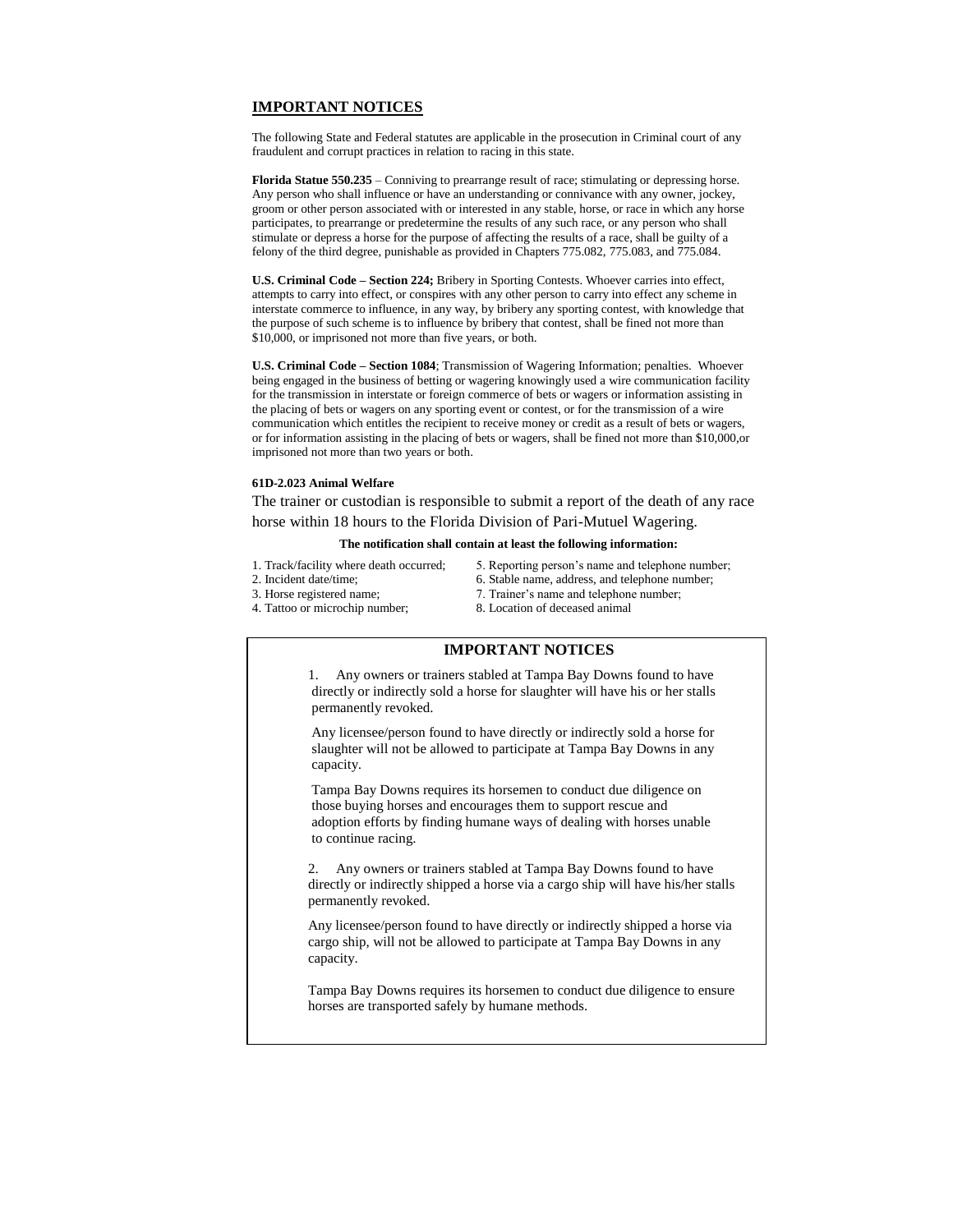## IMPORTANT NOTICES

The following State and Federal statutes are applicable in the prosecution in Criminal court of any fraudulent and corrupt practices in relation to racing in this state.

**Florida Statue 550.235** – Conniving to prearrange result of race; stimulating or depressing horse. Any person who shall influence or have an understanding or connivance with any owner, jockey, groom or other person associated with or interested in any stable, horse, or race in which any horse participates, to prearrange or predetermine the results of any such race, or any person who shall stimulate or depress a horse for the purpose of affecting the results of a race, shall be guilty of a felony of the third degree, punishable as provided in Chapters 775.082, 775.083, and 775.084.

**U.S. Criminal Code – Section 224;** Bribery in Sporting Contests. Whoever carries into effect, attempts to carry into effect, or conspires with any other person to carry into effect any scheme in interstate commerce to influence, in any way, by bribery any sporting contest, with knowledge that the purpose of such scheme is to influence by bribery that contest, shall be fined not more than $10,000, or imprisoned not more than five years, or both.

**U.S. Criminal Code – Section 1084**; Transmission of Wagering Information; penalties. Whoever being engaged in the business of betting or wagering knowingly used a wire communication facility for the transmission in interstate or foreign commerce of bets or wagers or information assisting in the placing of bets or wagers on any sporting event or contest, or for the transmission of a wire communication which entitles the recipient to receive money or credit as a result of bets or wagers, or for information assisting in the placing of bets or wagers, shall be fined not more than $10,000,or imprisoned not more than two years or both.

**61D-2.023 Animal Welfare**

The trainer or custodian is responsible to submit a report of the death of any race horse within 18 hours to the Florida Division of Pari-Mutuel Wagering.

**The notification shall contain at least the following information:**

1. Track/facility where death occurred;
2. Incident date/time;
3. Horse registered name;
4. Tattoo or microchip number;
5. Reporting person's name and telephone number;
6. Stable name, address, and telephone number;
7. Trainer's name and telephone number;
8. Location of deceased animal

## IMPORTANT NOTICES

1. Any owners or trainers stabled at Tampa Bay Downs found to have directly or indirectly sold a horse for slaughter will have his or her stalls permanently revoked.

   Any licensee/person found to have directly or indirectly sold a horse for slaughter will not be allowed to participate at Tampa Bay Downs in any capacity.

   Tampa Bay Downs requires its horsemen to conduct due diligence on those buying horses and encourages them to support rescue and adoption efforts by finding humane ways of dealing with horses unable to continue racing.

2. Any owners or trainers stabled at Tampa Bay Downs found to have directly or indirectly shipped a horse via a cargo ship will have his/her stalls permanently revoked.

   Any licensee/person found to have directly or indirectly shipped a horse via cargo ship, will not be allowed to participate at Tampa Bay Downs in any capacity.

   Tampa Bay Downs requires its horsemen to conduct due diligence to ensure horses are transported safely by humane methods.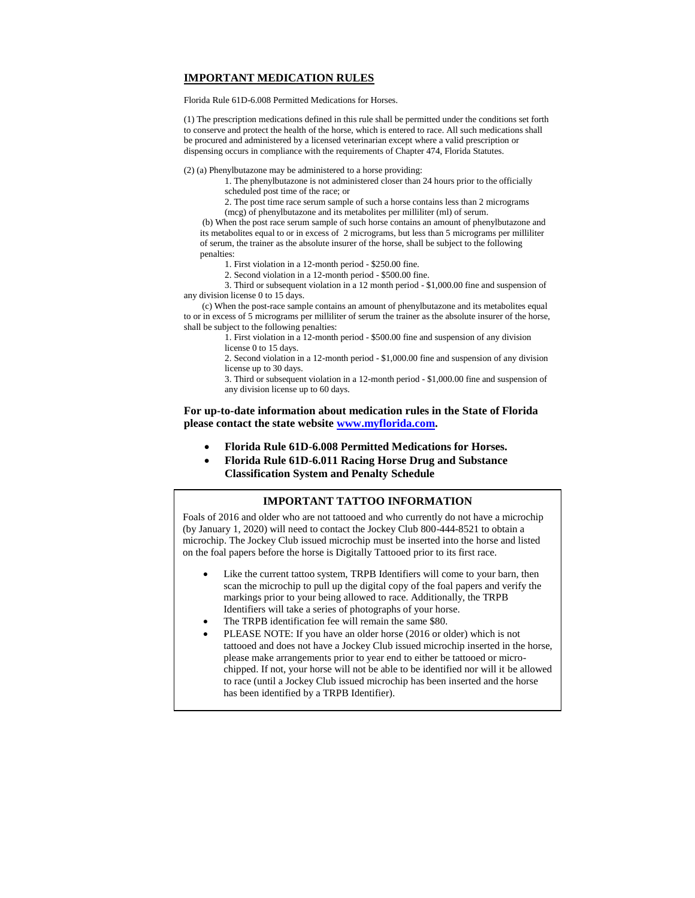## IMPORTANT MEDICATION RULES

Florida Rule 61D-6.008 Permitted Medications for Horses.

(1) The prescription medications defined in this rule shall be permitted under the conditions set forth to conserve and protect the health of the horse, which is entered to race. All such medications shall be procured and administered by a licensed veterinarian except where a valid prescription or dispensing occurs in compliance with the requirements of Chapter 474, Florida Statutes.

(2) (a) Phenylbutazone may be administered to a horse providing:

1. The phenylbutazone is not administered closer than 24 hours prior to the officially scheduled post time of the race; or
2. The post time race serum sample of such a horse contains less than 2 micrograms (mcg) of phenylbutazone and its metabolites per milliliter (ml) of serum.

(b) When the post race serum sample of such horse contains an amount of phenylbutazone and its metabolites equal to or in excess of 2 micrograms, but less than 5 micrograms per milliliter of serum, the trainer as the absolute insurer of the horse, shall be subject to the following penalties:

1. First violation in a 12-month period - $250.00 fine.
2. Second violation in a 12-month period - $500.00 fine.
3. Third or subsequent violation in a 12 month period - $1,000.00 fine and suspension of any division license 0 to 15 days.

(c) When the post-race sample contains an amount of phenylbutazone and its metabolites equal to or in excess of 5 micrograms per milliliter of serum the trainer as the absolute insurer of the horse, shall be subject to the following penalties:

1. First violation in a 12-month period - $500.00 fine and suspension of any division license 0 to 15 days.
2. Second violation in a 12-month period - $1,000.00 fine and suspension of any division license up to 30 days.
3. Third or subsequent violation in a 12-month period - $1,000.00 fine and suspension of any division license up to 60 days.

**For up-to-date information about medication rules in the State of Florida please contact the state website [www.myflorida.com](http://www.myflorida.com).**

- **Florida Rule 61D-6.008 Permitted Medications for Horses.**
- **Florida Rule 61D-6.011 Racing Horse Drug and Substance Classification System and Penalty Schedule**

## IMPORTANT TATTOO INFORMATION

Foals of 2016 and older who are not tattooed and who currently do not have a microchip (by January 1, 2020) will need to contact the Jockey Club 800-444-8521 to obtain a microchip. The Jockey Club issued microchip must be inserted into the horse and listed on the foal papers before the horse is Digitally Tattooed prior to its first race.

- Like the current tattoo system, TRPB Identifiers will come to your barn, then scan the microchip to pull up the digital copy of the foal papers and verify the markings prior to your being allowed to race. Additionally, the TRPB Identifiers will take a series of photographs of your horse.
- The TRPB identification fee will remain the same $80.
- PLEASE NOTE: If you have an older horse (2016 or older) which is not tattooed and does not have a Jockey Club issued microchip inserted in the horse, please make arrangements prior to year end to either be tattooed or micro-chipped. If not, your horse will not be able to be identified nor will it be allowed to race (until a Jockey Club issued microchip has been inserted and the horse has been identified by a TRPB Identifier).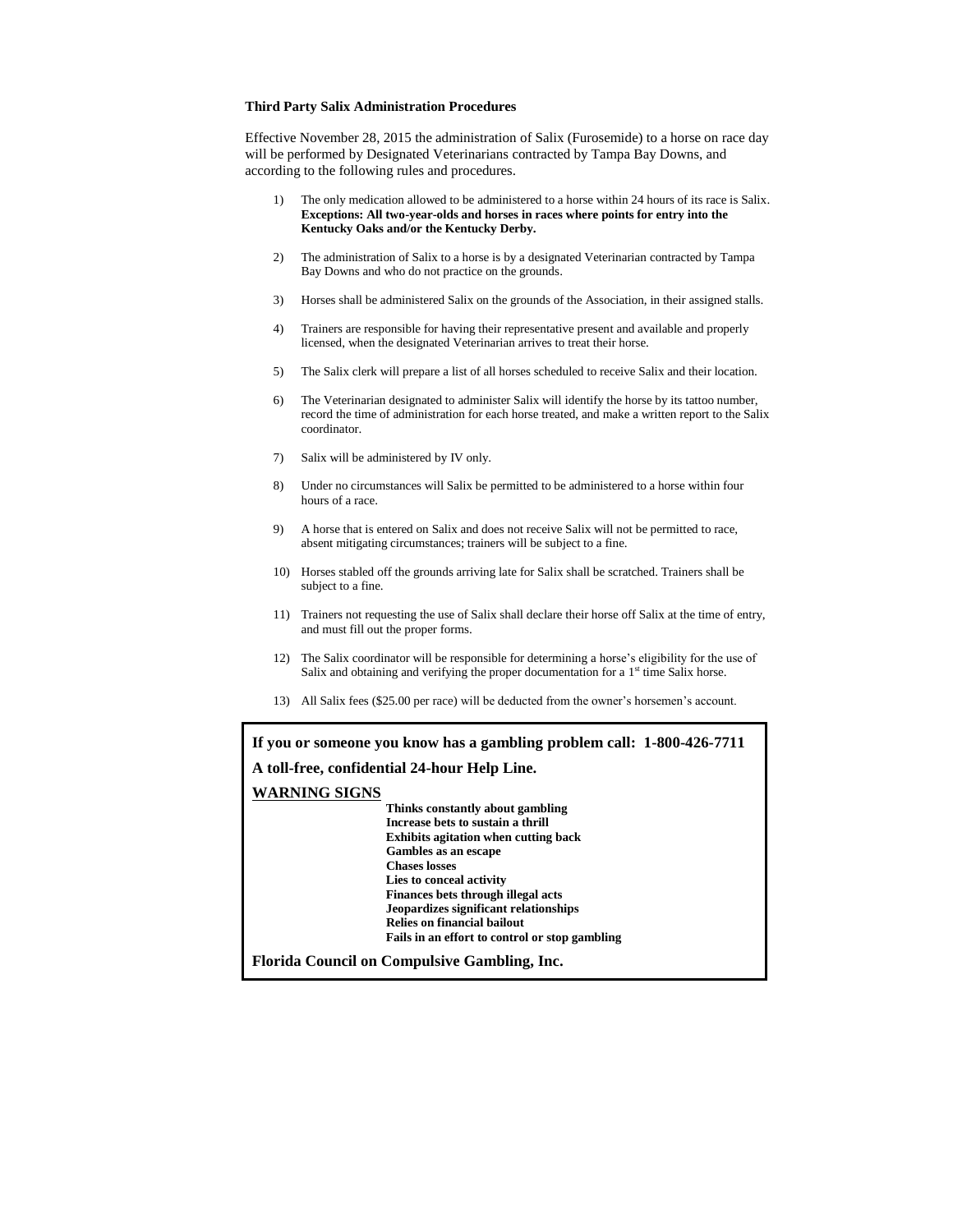**Third Party Salix Administration Procedures**

Effective November 28, 2015 the administration of Salix (Furosemide) to a horse on race day will be performed by Designated Veterinarians contracted by Tampa Bay Downs, and according to the following rules and procedures.

1) The only medication allowed to be administered to a horse within 24 hours of its race is Salix. **Exceptions: All two-year-olds and horses in races where points for entry into the Kentucky Oaks and/or the Kentucky Derby.**

2) The administration of Salix to a horse is by a designated Veterinarian contracted by Tampa Bay Downs and who do not practice on the grounds.

3) Horses shall be administered Salix on the grounds of the Association, in their assigned stalls.

4) Trainers are responsible for having their representative present and available and properly licensed, when the designated Veterinarian arrives to treat their horse.

5) The Salix clerk will prepare a list of all horses scheduled to receive Salix and their location.

6) The Veterinarian designated to administer Salix will identify the horse by its tattoo number, record the time of administration for each horse treated, and make a written report to the Salix coordinator.

7) Salix will be administered by IV only.

8) Under no circumstances will Salix be permitted to be administered to a horse within four hours of a race.

9) A horse that is entered on Salix and does not receive Salix will not be permitted to race, absent mitigating circumstances; trainers will be subject to a fine.

10) Horses stabled off the grounds arriving late for Salix shall be scratched. Trainers shall be subject to a fine.

11) Trainers not requesting the use of Salix shall declare their horse off Salix at the time of entry, and must fill out the proper forms.

12) The Salix coordinator will be responsible for determining a horse's eligibility for the use of Salix and obtaining and verifying the proper documentation for a 1st time Salix horse.

13) All Salix fees ($25.00 per race) will be deducted from the owner's horsemen's account.

**If you or someone you know has a gambling problem call: 1-800-426-7711**

**A toll-free, confidential 24-hour Help Line.**

**WARNING SIGNS**

- **Thinks constantly about gambling**
- **Increase bets to sustain a thrill**
- **Exhibits agitation when cutting back**
- **Gambles as an escape**
- **Chases losses**
- **Lies to conceal activity**
- **Finances bets through illegal acts**
- **Jeopardizes significant relationships**
- **Relies on financial bailout**
- **Fails in an effort to control or stop gambling**

**Florida Council on Compulsive Gambling, Inc.**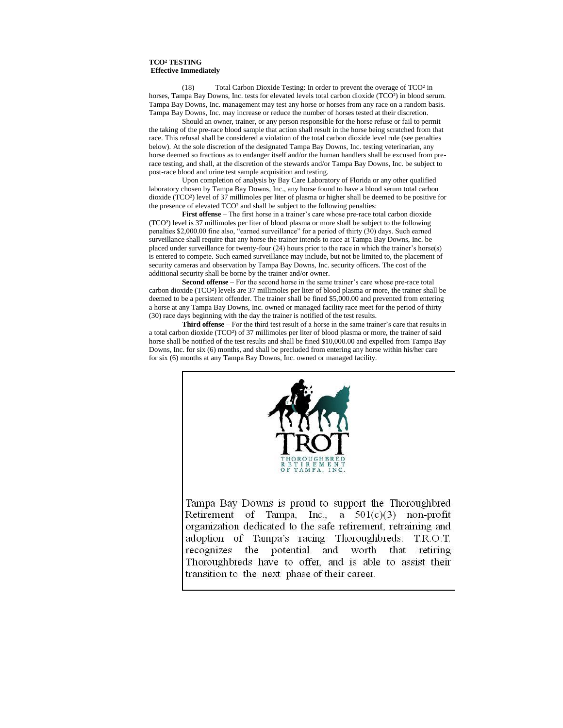**TCO² TESTING**
**Effective Immediately**

(18) Total Carbon Dioxide Testing: In order to prevent the overage of TCO² in horses, Tampa Bay Downs, Inc. tests for elevated levels total carbon dioxide (TCO²) in blood serum. Tampa Bay Downs, Inc. management may test any horse or horses from any race on a random basis. Tampa Bay Downs, Inc. may increase or reduce the number of horses tested at their discretion.

Should an owner, trainer, or any person responsible for the horse refuse or fail to permit the taking of the pre-race blood sample that action shall result in the horse being scratched from that race. This refusal shall be considered a violation of the total carbon dioxide level rule (see penalties below). At the sole discretion of the designated Tampa Bay Downs, Inc. testing veterinarian, any horse deemed so fractious as to endanger itself and/or the human handlers shall be excused from pre-race testing, and shall, at the discretion of the stewards and/or Tampa Bay Downs, Inc. be subject to post-race blood and urine test sample acquisition and testing.

Upon completion of analysis by Bay Care Laboratory of Florida or any other qualified laboratory chosen by Tampa Bay Downs, Inc., any horse found to have a blood serum total carbon dioxide (TCO²) level of 37 millimoles per liter of plasma or higher shall be deemed to be positive for the presence of elevated TCO² and shall be subject to the following penalties:

**First offense** – The first horse in a trainer's care whose pre-race total carbon dioxide (TCO²) level is 37 millimoles per liter of blood plasma or more shall be subject to the following penalties $2,000.00 fine also, "earned surveillance" for a period of thirty (30) days. Such earned surveillance shall require that any horse the trainer intends to race at Tampa Bay Downs, Inc. be placed under surveillance for twenty-four (24) hours prior to the race in which the trainer's horse(s) is entered to compete. Such earned surveillance may include, but not be limited to, the placement of security cameras and observation by Tampa Bay Downs, Inc. security officers. The cost of the additional security shall be borne by the trainer and/or owner.

**Second offense** – For the second horse in the same trainer's care whose pre-race total carbon dioxide (TCO²) levels are 37 millimoles per liter of blood plasma or more, the trainer shall be deemed to be a persistent offender. The trainer shall be fined $5,000.00 and prevented from entering a horse at any Tampa Bay Downs, Inc. owned or managed facility race meet for the period of thirty (30) race days beginning with the day the trainer is notified of the test results.

**Third offense** – For the third test result of a horse in the same trainer's care that results in a total carbon dioxide (TCO²) of 37 millimoles per liter of blood plasma or more, the trainer of said horse shall be notified of the test results and shall be fined $10,000.00 and expelled from Tampa Bay Downs, Inc. for six (6) months, and shall be precluded from entering any horse within his/her care for six (6) months at any Tampa Bay Downs, Inc. owned or managed facility.

TROT
THOROUGHBRED RETIREMENT OF TAMPA, INC.

Tampa Bay Downs is proud to support the Thoroughbred Retirement of Tampa, Inc., a 501(c)(3) non-profit organization dedicated to the safe retirement, retraining and adoption of Tampa's racing Thoroughbreds. T.R.O.T. recognizes the potential and worth that retiring Thoroughbreds have to offer, and is able to assist their transition to the next phase of their career.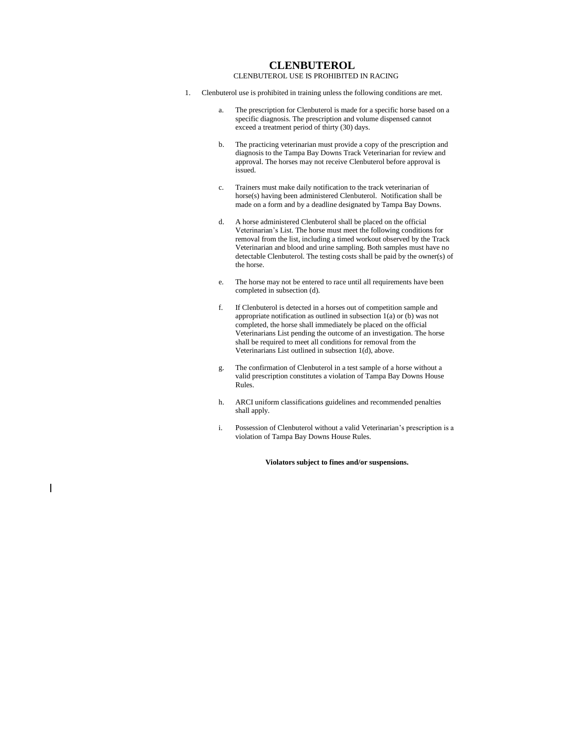# CLENBUTEROL

CLENBUTEROL USE IS PROHIBITED IN RACING

1. Clenbuterol use is prohibited in training unless the following conditions are met.

   a. The prescription for Clenbuterol is made for a specific horse based on a specific diagnosis. The prescription and volume dispensed cannot exceed a treatment period of thirty (30) days.

   b. The practicing veterinarian must provide a copy of the prescription and diagnosis to the Tampa Bay Downs Track Veterinarian for review and approval. The horses may not receive Clenbuterol before approval is issued.

   c. Trainers must make daily notification to the track veterinarian of horse(s) having been administered Clenbuterol. Notification shall be made on a form and by a deadline designated by Tampa Bay Downs.

   d. A horse administered Clenbuterol shall be placed on the official Veterinarian's List. The horse must meet the following conditions for removal from the list, including a timed workout observed by the Track Veterinarian and blood and urine sampling. Both samples must have no detectable Clenbuterol. The testing costs shall be paid by the owner(s) of the horse.

   e. The horse may not be entered to race until all requirements have been completed in subsection (d).

   f. If Clenbuterol is detected in a horses out of competition sample and appropriate notification as outlined in subsection 1(a) or (b) was not completed, the horse shall immediately be placed on the official Veterinarians List pending the outcome of an investigation. The horse shall be required to meet all conditions for removal from the Veterinarians List outlined in subsection 1(d), above.

   g. The confirmation of Clenbuterol in a test sample of a horse without a valid prescription constitutes a violation of Tampa Bay Downs House Rules.

   h. ARCI uniform classifications guidelines and recommended penalties shall apply.

   i. Possession of Clenbuterol without a valid Veterinarian's prescription is a violation of Tampa Bay Downs House Rules.

**Violators subject to fines and/or suspensions.**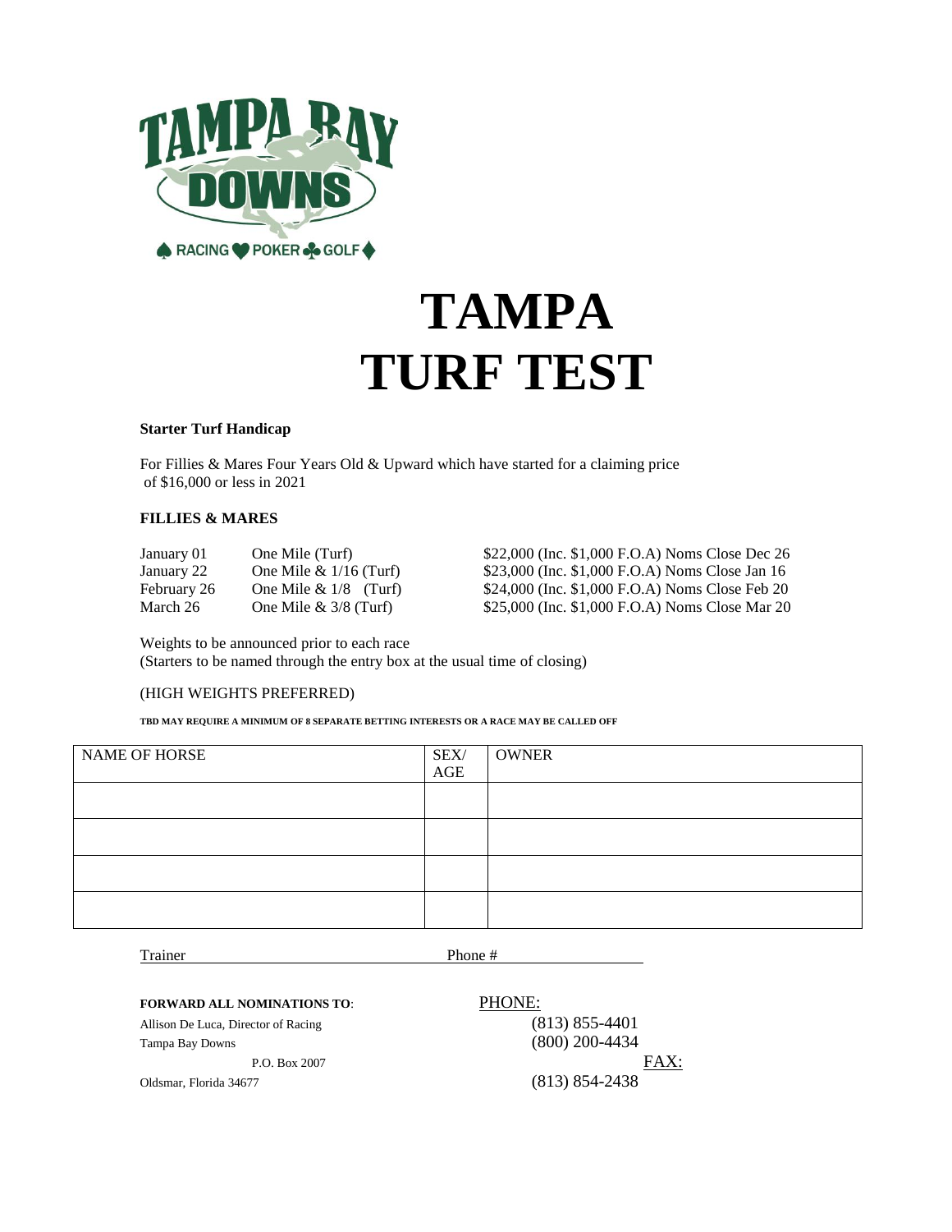# TAMPA TURF TEST

**Starter Turf Handicap**

For Fillies & Mares Four Years Old & Upward which have started for a claiming price of $16,000 or less in 2021

**FILLIES & MARES**

| | | |
|---|---|---|
| January 01 | One Mile (Turf) | $22,000 (Inc. $1,000 F.O.A) Noms Close Dec 26 |
| January 22 | One Mile & 1/16 (Turf) | $23,000 (Inc. $1,000 F.O.A) Noms Close Jan 16 |
| February 26 | One Mile & 1/8 (Turf) | $24,000 (Inc. $1,000 F.O.A) Noms Close Feb 20 |
| March 26 | One Mile & 3/8 (Turf) | $25,000 (Inc. $1,000 F.O.A) Noms Close Mar 20 |

Weights to be announced prior to each race
(Starters to be named through the entry box at the usual time of closing)

(HIGH WEIGHTS PREFERRED)

**TBD MAY REQUIRE A MINIMUM OF 8 SEPARATE BETTING INTERESTS OR A RACE MAY BE CALLED OFF**

| NAME OF HORSE | SEX/ AGE | OWNER |
|---|---|---|
| | | |
| | | |
| | | |
| | | |

Trainer ______________________ Phone # ______________________

**FORWARD ALL NOMINATIONS TO**:

Allison De Luca, Director of Racing
Tampa Bay Downs
P.O. Box 2007
Oldsmar, Florida 34677

PHONE:
(813) 855-4401
(800) 200-4434

FAX:
(813) 854-2438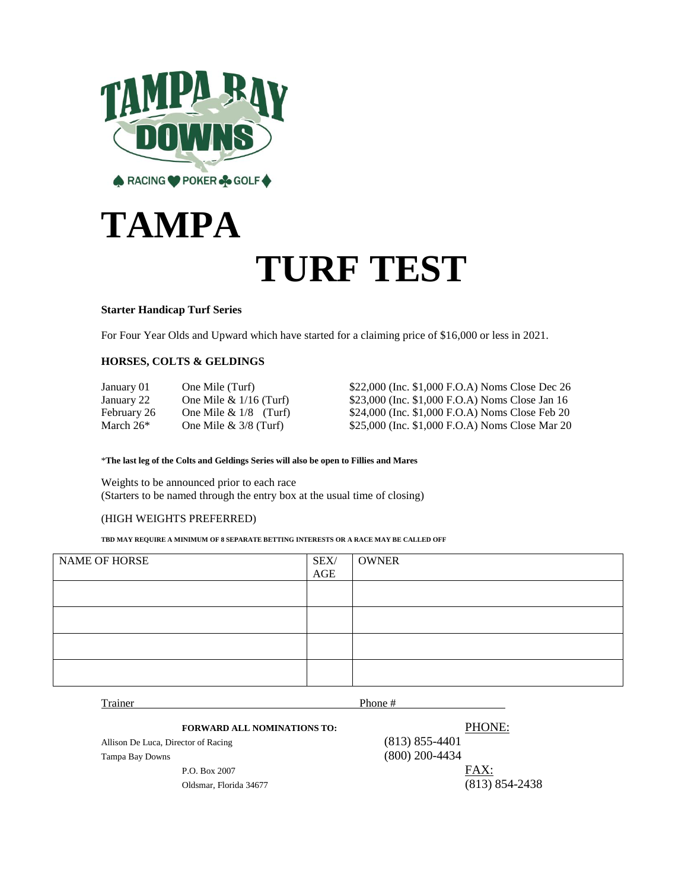TAMPA BAY DOWNS

RACING POKER GOLF

# TAMPA

# TURF TEST

**Starter Handicap Turf Series**

For Four Year Olds and Upward which have started for a claiming price of $16,000 or less in 2021.

**HORSES, COLTS & GELDINGS**

| | | |
|---|---|---|
| January 01 | One Mile (Turf) | $22,000 (Inc. $1,000 F.O.A) Noms Close Dec 26 |
| January 22 | One Mile & 1/16 (Turf) | $23,000 (Inc. $1,000 F.O.A) Noms Close Jan 16 |
| February 26 | One Mile & 1/8 (Turf) | $24,000 (Inc. $1,000 F.O.A) Noms Close Feb 20 |
| March 26* | One Mile & 3/8 (Turf) | $25,000 (Inc. $1,000 F.O.A) Noms Close Mar 20 |

***The last leg of the Colts and Geldings Series will also be open to Fillies and Mares**

Weights to be announced prior to each race
(Starters to be named through the entry box at the usual time of closing)

(HIGH WEIGHTS PREFERRED)

**TBD MAY REQUIRE A MINIMUM OF 8 SEPARATE BETTING INTERESTS OR A RACE MAY BE CALLED OFF**

| NAME OF HORSE | SEX/ AGE | OWNER |
|---|---|---|
| | | |
| | | |
| | | |
| | | |

Trainer ______________________________ Phone # ____________________

**FORWARD ALL NOMINATIONS TO:**

Allison De Luca, Director of Racing
Tampa Bay Downs
P.O. Box 2007
Oldsmar, Florida 34677

PHONE:
(813) 855-4401
(800) 200-4434

FAX:
(813) 854-2438